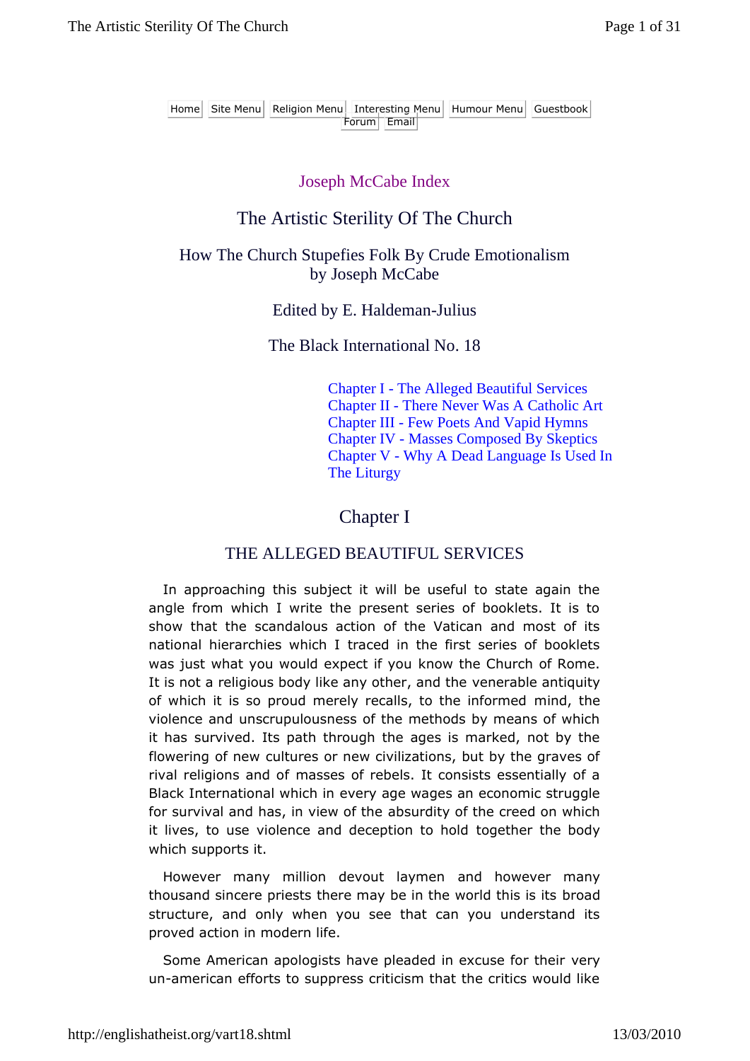Home | Site Menu | Religion Menu | Interesting Menu | Humour Menu | Guestbook | Forum | Email

Joseph McCabe Index

# The Artistic Sterility Of The Church

## How The Church Stupefies Folk By Crude Emotionalism
by Joseph McCabe

Edited by E. Haldeman-Julius

The Black International No. 18

- Chapter I - The Alleged Beautiful Services
- Chapter II - There Never Was A Catholic Art
- Chapter III - Few Poets And Vapid Hymns
- Chapter IV - Masses Composed By Skeptics
- Chapter V - Why A Dead Language Is Used In The Liturgy

## Chapter I

### THE ALLEGED BEAUTIFUL SERVICES

In approaching this subject it will be useful to state again the angle from which I write the present series of booklets. It is to show that the scandalous action of the Vatican and most of its national hierarchies which I traced in the first series of booklets was just what you would expect if you know the Church of Rome. It is not a religious body like any other, and the venerable antiquity of which it is so proud merely recalls, to the informed mind, the violence and unscrupulousness of the methods by means of which it has survived. Its path through the ages is marked, not by the flowering of new cultures or new civilizations, but by the graves of rival religions and of masses of rebels. It consists essentially of a Black International which in every age wages an economic struggle for survival and has, in view of the absurdity of the creed on which it lives, to use violence and deception to hold together the body which supports it.

However many million devout laymen and however many thousand sincere priests there may be in the world this is its broad structure, and only when you see that can you understand its proved action in modern life.

Some American apologists have pleaded in excuse for their very un-american efforts to suppress criticism that the critics would like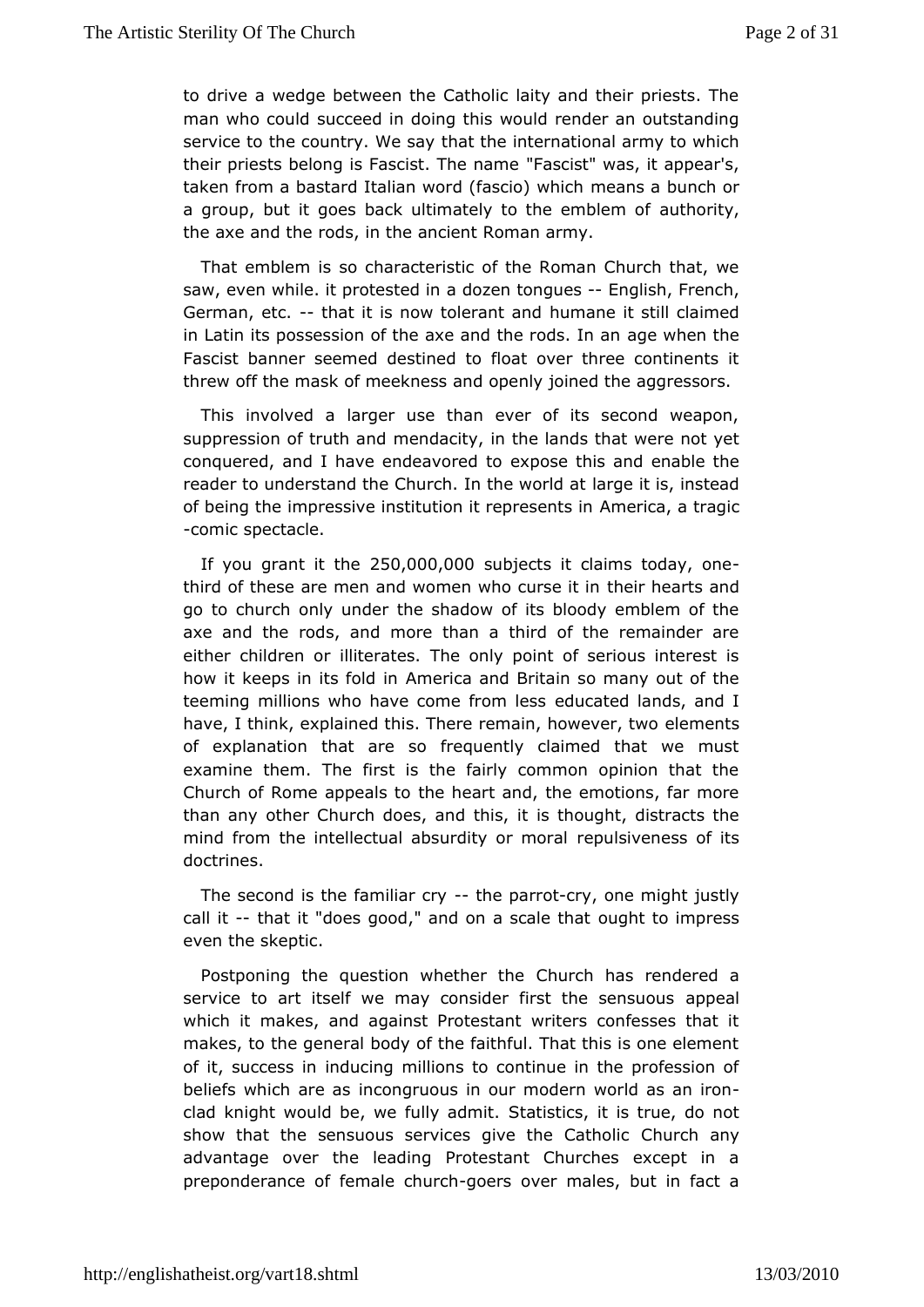to drive a wedge between the Catholic laity and their priests. The man who could succeed in doing this would render an outstanding service to the country. We say that the international army to which their priests belong is Fascist. The name "Fascist" was, it appear's, taken from a bastard Italian word (fascio) which means a bunch or a group, but it goes back ultimately to the emblem of authority, the axe and the rods, in the ancient Roman army.

That emblem is so characteristic of the Roman Church that, we saw, even while. it protested in a dozen tongues -- English, French, German, etc. -- that it is now tolerant and humane it still claimed in Latin its possession of the axe and the rods. In an age when the Fascist banner seemed destined to float over three continents it threw off the mask of meekness and openly joined the aggressors.

This involved a larger use than ever of its second weapon, suppression of truth and mendacity, in the lands that were not yet conquered, and I have endeavored to expose this and enable the reader to understand the Church. In the world at large it is, instead of being the impressive institution it represents in America, a tragic-comic spectacle.

If you grant it the 250,000,000 subjects it claims today, one-third of these are men and women who curse it in their hearts and go to church only under the shadow of its bloody emblem of the axe and the rods, and more than a third of the remainder are either children or illiterates. The only point of serious interest is how it keeps in its fold in America and Britain so many out of the teeming millions who have come from less educated lands, and I have, I think, explained this. There remain, however, two elements of explanation that are so frequently claimed that we must examine them. The first is the fairly common opinion that the Church of Rome appeals to the heart and, the emotions, far more than any other Church does, and this, it is thought, distracts the mind from the intellectual absurdity or moral repulsiveness of its doctrines.

The second is the familiar cry -- the parrot-cry, one might justly call it -- that it "does good," and on a scale that ought to impress even the skeptic.

Postponing the question whether the Church has rendered a service to art itself we may consider first the sensuous appeal which it makes, and against Protestant writers confesses that it makes, to the general body of the faithful. That this is one element of it, success in inducing millions to continue in the profession of beliefs which are as incongruous in our modern world as an iron-clad knight would be, we fully admit. Statistics, it is true, do not show that the sensuous services give the Catholic Church any advantage over the leading Protestant Churches except in a preponderance of female church-goers over males, but in fact a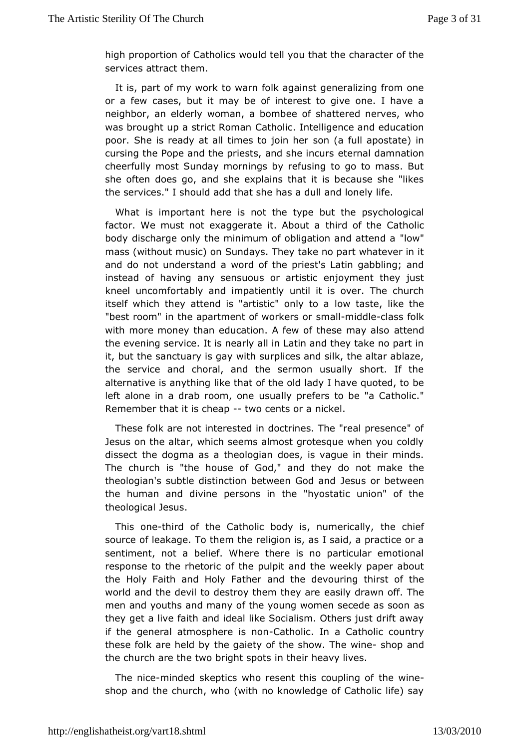high proportion of Catholics would tell you that the character of the services attract them.

It is, part of my work to warn folk against generalizing from one or a few cases, but it may be of interest to give one. I have a neighbor, an elderly woman, a bombee of shattered nerves, who was brought up a strict Roman Catholic. Intelligence and education poor. She is ready at all times to join her son (a full apostate) in cursing the Pope and the priests, and she incurs eternal damnation cheerfully most Sunday mornings by refusing to go to mass. But she often does go, and she explains that it is because she "likes the services." I should add that she has a dull and lonely life.

What is important here is not the type but the psychological factor. We must not exaggerate it. About a third of the Catholic body discharge only the minimum of obligation and attend a "low" mass (without music) on Sundays. They take no part whatever in it and do not understand a word of the priest's Latin gabbling; and instead of having any sensuous or artistic enjoyment they just kneel uncomfortably and impatiently until it is over. The church itself which they attend is "artistic" only to a low taste, like the "best room" in the apartment of workers or small-middle-class folk with more money than education. A few of these may also attend the evening service. It is nearly all in Latin and they take no part in it, but the sanctuary is gay with surplices and silk, the altar ablaze, the service and choral, and the sermon usually short. If the alternative is anything like that of the old lady I have quoted, to be left alone in a drab room, one usually prefers to be "a Catholic." Remember that it is cheap -- two cents or a nickel.

These folk are not interested in doctrines. The "real presence" of Jesus on the altar, which seems almost grotesque when you coldly dissect the dogma as a theologian does, is vague in their minds. The church is "the house of God," and they do not make the theologian's subtle distinction between God and Jesus or between the human and divine persons in the "hyostatic union" of the theological Jesus.

This one-third of the Catholic body is, numerically, the chief source of leakage. To them the religion is, as I said, a practice or a sentiment, not a belief. Where there is no particular emotional response to the rhetoric of the pulpit and the weekly paper about the Holy Faith and Holy Father and the devouring thirst of the world and the devil to destroy them they are easily drawn off. The men and youths and many of the young women secede as soon as they get a live faith and ideal like Socialism. Others just drift away if the general atmosphere is non-Catholic. In a Catholic country these folk are held by the gaiety of the show. The wine- shop and the church are the two bright spots in their heavy lives.

The nice-minded skeptics who resent this coupling of the wine-shop and the church, who (with no knowledge of Catholic life) say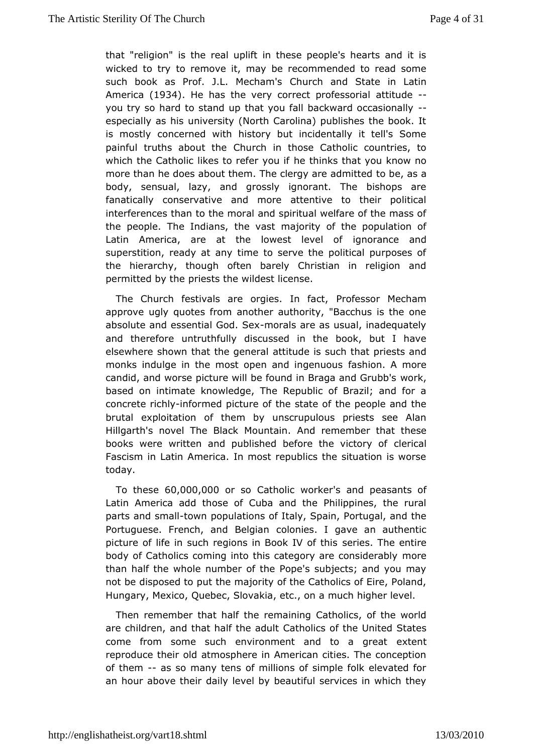that "religion" is the real uplift in these people's hearts and it is wicked to try to remove it, may be recommended to read some such book as Prof. J.L. Mecham's Church and State in Latin America (1934). He has the very correct professorial attitude -- you try so hard to stand up that you fall backward occasionally -- especially as his university (North Carolina) publishes the book. It is mostly concerned with history but incidentally it tell's Some painful truths about the Church in those Catholic countries, to which the Catholic likes to refer you if he thinks that you know no more than he does about them. The clergy are admitted to be, as a body, sensual, lazy, and grossly ignorant. The bishops are fanatically conservative and more attentive to their political interferences than to the moral and spiritual welfare of the mass of the people. The Indians, the vast majority of the population of Latin America, are at the lowest level of ignorance and superstition, ready at any time to serve the political purposes of the hierarchy, though often barely Christian in religion and permitted by the priests the wildest license.

The Church festivals are orgies. In fact, Professor Mecham approve ugly quotes from another authority, "Bacchus is the one absolute and essential God. Sex-morals are as usual, inadequately and therefore untruthfully discussed in the book, but I have elsewhere shown that the general attitude is such that priests and monks indulge in the most open and ingenuous fashion. A more candid, and worse picture will be found in Braga and Grubb's work, based on intimate knowledge, The Republic of Brazil; and for a concrete richly-informed picture of the state of the people and the brutal exploitation of them by unscrupulous priests see Alan Hillgarth's novel The Black Mountain. And remember that these books were written and published before the victory of clerical Fascism in Latin America. In most republics the situation is worse today.

To these 60,000,000 or so Catholic worker's and peasants of Latin America add those of Cuba and the Philippines, the rural parts and small-town populations of Italy, Spain, Portugal, and the Portuguese. French, and Belgian colonies. I gave an authentic picture of life in such regions in Book IV of this series. The entire body of Catholics coming into this category are considerably more than half the whole number of the Pope's subjects; and you may not be disposed to put the majority of the Catholics of Eire, Poland, Hungary, Mexico, Quebec, Slovakia, etc., on a much higher level.

Then remember that half the remaining Catholics, of the world are children, and that half the adult Catholics of the United States come from some such environment and to a great extent reproduce their old atmosphere in American cities. The conception of them -- as so many tens of millions of simple folk elevated for an hour above their daily level by beautiful services in which they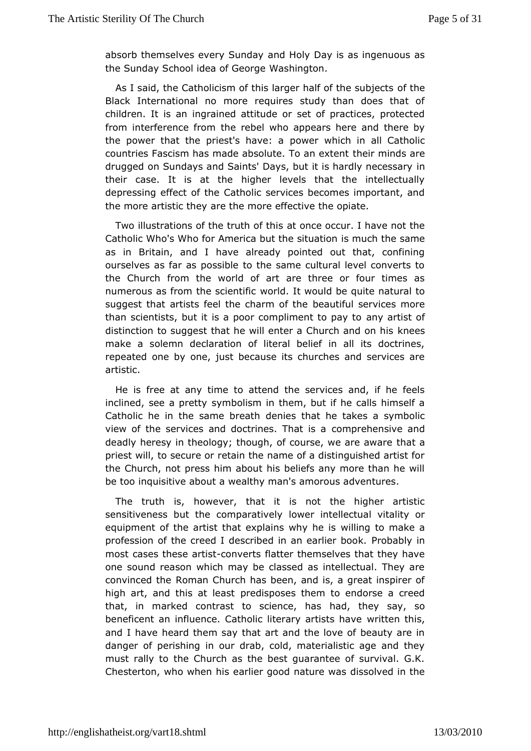absorb themselves every Sunday and Holy Day is as ingenuous as the Sunday School idea of George Washington.

As I said, the Catholicism of this larger half of the subjects of the Black International no more requires study than does that of children. It is an ingrained attitude or set of practices, protected from interference from the rebel who appears here and there by the power that the priest's have: a power which in all Catholic countries Fascism has made absolute. To an extent their minds are drugged on Sundays and Saints' Days, but it is hardly necessary in their case. It is at the higher levels that the intellectually depressing effect of the Catholic services becomes important, and the more artistic they are the more effective the opiate.

Two illustrations of the truth of this at once occur. I have not the Catholic Who's Who for America but the situation is much the same as in Britain, and I have already pointed out that, confining ourselves as far as possible to the same cultural level converts to the Church from the world of art are three or four times as numerous as from the scientific world. It would be quite natural to suggest that artists feel the charm of the beautiful services more than scientists, but it is a poor compliment to pay to any artist of distinction to suggest that he will enter a Church and on his knees make a solemn declaration of literal belief in all its doctrines, repeated one by one, just because its churches and services are artistic.

He is free at any time to attend the services and, if he feels inclined, see a pretty symbolism in them, but if he calls himself a Catholic he in the same breath denies that he takes a symbolic view of the services and doctrines. That is a comprehensive and deadly heresy in theology; though, of course, we are aware that a priest will, to secure or retain the name of a distinguished artist for the Church, not press him about his beliefs any more than he will be too inquisitive about a wealthy man's amorous adventures.

The truth is, however, that it is not the higher artistic sensitiveness but the comparatively lower intellectual vitality or equipment of the artist that explains why he is willing to make a profession of the creed I described in an earlier book. Probably in most cases these artist-converts flatter themselves that they have one sound reason which may be classed as intellectual. They are convinced the Roman Church has been, and is, a great inspirer of high art, and this at least predisposes them to endorse a creed that, in marked contrast to science, has had, they say, so beneficent an influence. Catholic literary artists have written this, and I have heard them say that art and the love of beauty are in danger of perishing in our drab, cold, materialistic age and they must rally to the Church as the best guarantee of survival. G.K. Chesterton, who when his earlier good nature was dissolved in the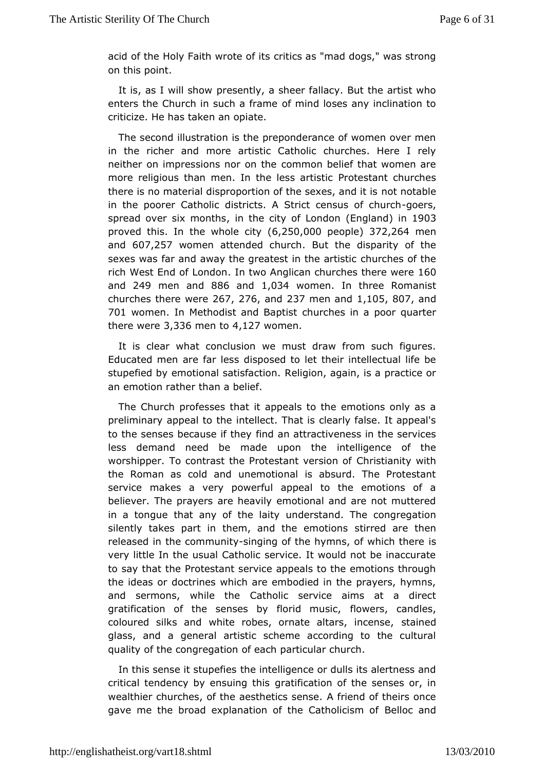acid of the Holy Faith wrote of its critics as "mad dogs," was strong on this point.

It is, as I will show presently, a sheer fallacy. But the artist who enters the Church in such a frame of mind loses any inclination to criticize. He has taken an opiate.

The second illustration is the preponderance of women over men in the richer and more artistic Catholic churches. Here I rely neither on impressions nor on the common belief that women are more religious than men. In the less artistic Protestant churches there is no material disproportion of the sexes, and it is not notable in the poorer Catholic districts. A Strict census of church-goers, spread over six months, in the city of London (England) in 1903 proved this. In the whole city (6,250,000 people) 372,264 men and 607,257 women attended church. But the disparity of the sexes was far and away the greatest in the artistic churches of the rich West End of London. In two Anglican churches there were 160 and 249 men and 886 and 1,034 women. In three Romanist churches there were 267, 276, and 237 men and 1,105, 807, and 701 women. In Methodist and Baptist churches in a poor quarter there were 3,336 men to 4,127 women.

It is clear what conclusion we must draw from such figures. Educated men are far less disposed to let their intellectual life be stupefied by emotional satisfaction. Religion, again, is a practice or an emotion rather than a belief.

The Church professes that it appeals to the emotions only as a preliminary appeal to the intellect. That is clearly false. It appeal's to the senses because if they find an attractiveness in the services less demand need be made upon the intelligence of the worshipper. To contrast the Protestant version of Christianity with the Roman as cold and unemotional is absurd. The Protestant service makes a very powerful appeal to the emotions of a believer. The prayers are heavily emotional and are not muttered in a tongue that any of the laity understand. The congregation silently takes part in them, and the emotions stirred are then released in the community-singing of the hymns, of which there is very little In the usual Catholic service. It would not be inaccurate to say that the Protestant service appeals to the emotions through the ideas or doctrines which are embodied in the prayers, hymns, and sermons, while the Catholic service aims at a direct gratification of the senses by florid music, flowers, candles, coloured silks and white robes, ornate altars, incense, stained glass, and a general artistic scheme according to the cultural quality of the congregation of each particular church.

In this sense it stupefies the intelligence or dulls its alertness and critical tendency by ensuing this gratification of the senses or, in wealthier churches, of the aesthetics sense. A friend of theirs once gave me the broad explanation of the Catholicism of Belloc and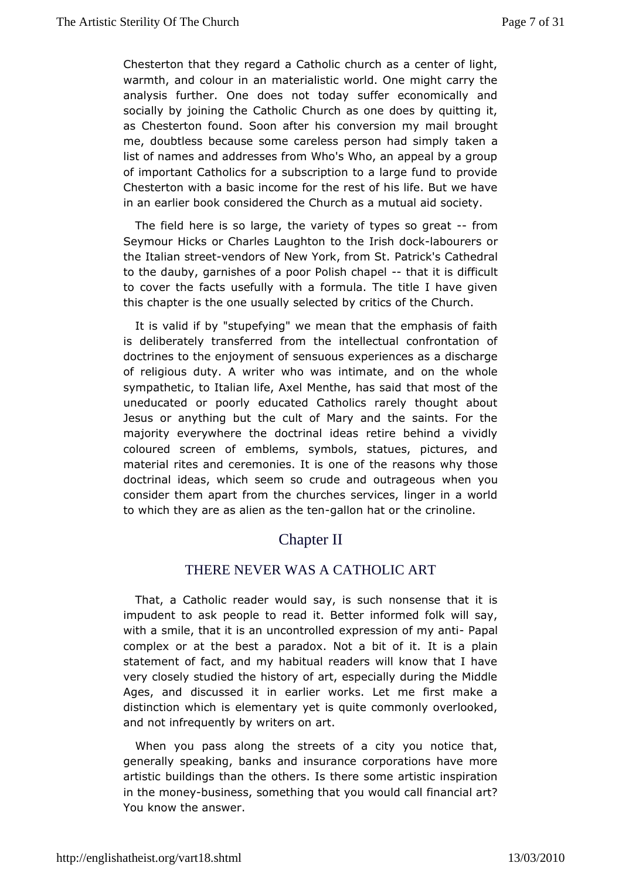Chesterton that they regard a Catholic church as a center of light, warmth, and colour in an materialistic world. One might carry the analysis further. One does not today suffer economically and socially by joining the Catholic Church as one does by quitting it, as Chesterton found. Soon after his conversion my mail brought me, doubtless because some careless person had simply taken a list of names and addresses from Who's Who, an appeal by a group of important Catholics for a subscription to a large fund to provide Chesterton with a basic income for the rest of his life. But we have in an earlier book considered the Church as a mutual aid society.

The field here is so large, the variety of types so great -- from Seymour Hicks or Charles Laughton to the Irish dock-labourers or the Italian street-vendors of New York, from St. Patrick's Cathedral to the dauby, garnishes of a poor Polish chapel -- that it is difficult to cover the facts usefully with a formula. The title I have given this chapter is the one usually selected by critics of the Church.

It is valid if by "stupefying" we mean that the emphasis of faith is deliberately transferred from the intellectual confrontation of doctrines to the enjoyment of sensuous experiences as a discharge of religious duty. A writer who was intimate, and on the whole sympathetic, to Italian life, Axel Menthe, has said that most of the uneducated or poorly educated Catholics rarely thought about Jesus or anything but the cult of Mary and the saints. For the majority everywhere the doctrinal ideas retire behind a vividly coloured screen of emblems, symbols, statues, pictures, and material rites and ceremonies. It is one of the reasons why those doctrinal ideas, which seem so crude and outrageous when you consider them apart from the churches services, linger in a world to which they are as alien as the ten-gallon hat or the crinoline.

## Chapter II

### THERE NEVER WAS A CATHOLIC ART

That, a Catholic reader would say, is such nonsense that it is impudent to ask people to read it. Better informed folk will say, with a smile, that it is an uncontrolled expression of my anti- Papal complex or at the best a paradox. Not a bit of it. It is a plain statement of fact, and my habitual readers will know that I have very closely studied the history of art, especially during the Middle Ages, and discussed it in earlier works. Let me first make a distinction which is elementary yet is quite commonly overlooked, and not infrequently by writers on art.

When you pass along the streets of a city you notice that, generally speaking, banks and insurance corporations have more artistic buildings than the others. Is there some artistic inspiration in the money-business, something that you would call financial art? You know the answer.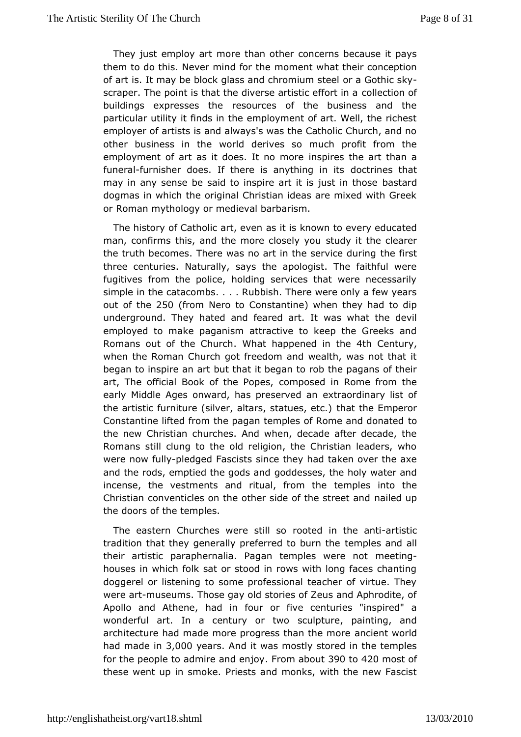They just employ art more than other concerns because it pays them to do this. Never mind for the moment what their conception of art is. It may be block glass and chromium steel or a Gothic sky-scraper. The point is that the diverse artistic effort in a collection of buildings expresses the resources of the business and the particular utility it finds in the employment of art. Well, the richest employer of artists is and always's was the Catholic Church, and no other business in the world derives so much profit from the employment of art as it does. It no more inspires the art than a funeral-furnisher does. If there is anything in its doctrines that may in any sense be said to inspire art it is just in those bastard dogmas in which the original Christian ideas are mixed with Greek or Roman mythology or medieval barbarism.

The history of Catholic art, even as it is known to every educated man, confirms this, and the more closely you study it the clearer the truth becomes. There was no art in the service during the first three centuries. Naturally, says the apologist. The faithful were fugitives from the police, holding services that were necessarily simple in the catacombs. . . . Rubbish. There were only a few years out of the 250 (from Nero to Constantine) when they had to dip underground. They hated and feared art. It was what the devil employed to make paganism attractive to keep the Greeks and Romans out of the Church. What happened in the 4th Century, when the Roman Church got freedom and wealth, was not that it began to inspire an art but that it began to rob the pagans of their art, The official Book of the Popes, composed in Rome from the early Middle Ages onward, has preserved an extraordinary list of the artistic furniture (silver, altars, statues, etc.) that the Emperor Constantine lifted from the pagan temples of Rome and donated to the new Christian churches. And when, decade after decade, the Romans still clung to the old religion, the Christian leaders, who were now fully-pledged Fascists since they had taken over the axe and the rods, emptied the gods and goddesses, the holy water and incense, the vestments and ritual, from the temples into the Christian conventicles on the other side of the street and nailed up the doors of the temples.

The eastern Churches were still so rooted in the anti-artistic tradition that they generally preferred to burn the temples and all their artistic paraphernalia. Pagan temples were not meeting-houses in which folk sat or stood in rows with long faces chanting doggerel or listening to some professional teacher of virtue. They were art-museums. Those gay old stories of Zeus and Aphrodite, of Apollo and Athene, had in four or five centuries "inspired" a wonderful art. In a century or two sculpture, painting, and architecture had made more progress than the more ancient world had made in 3,000 years. And it was mostly stored in the temples for the people to admire and enjoy. From about 390 to 420 most of these went up in smoke. Priests and monks, with the new Fascist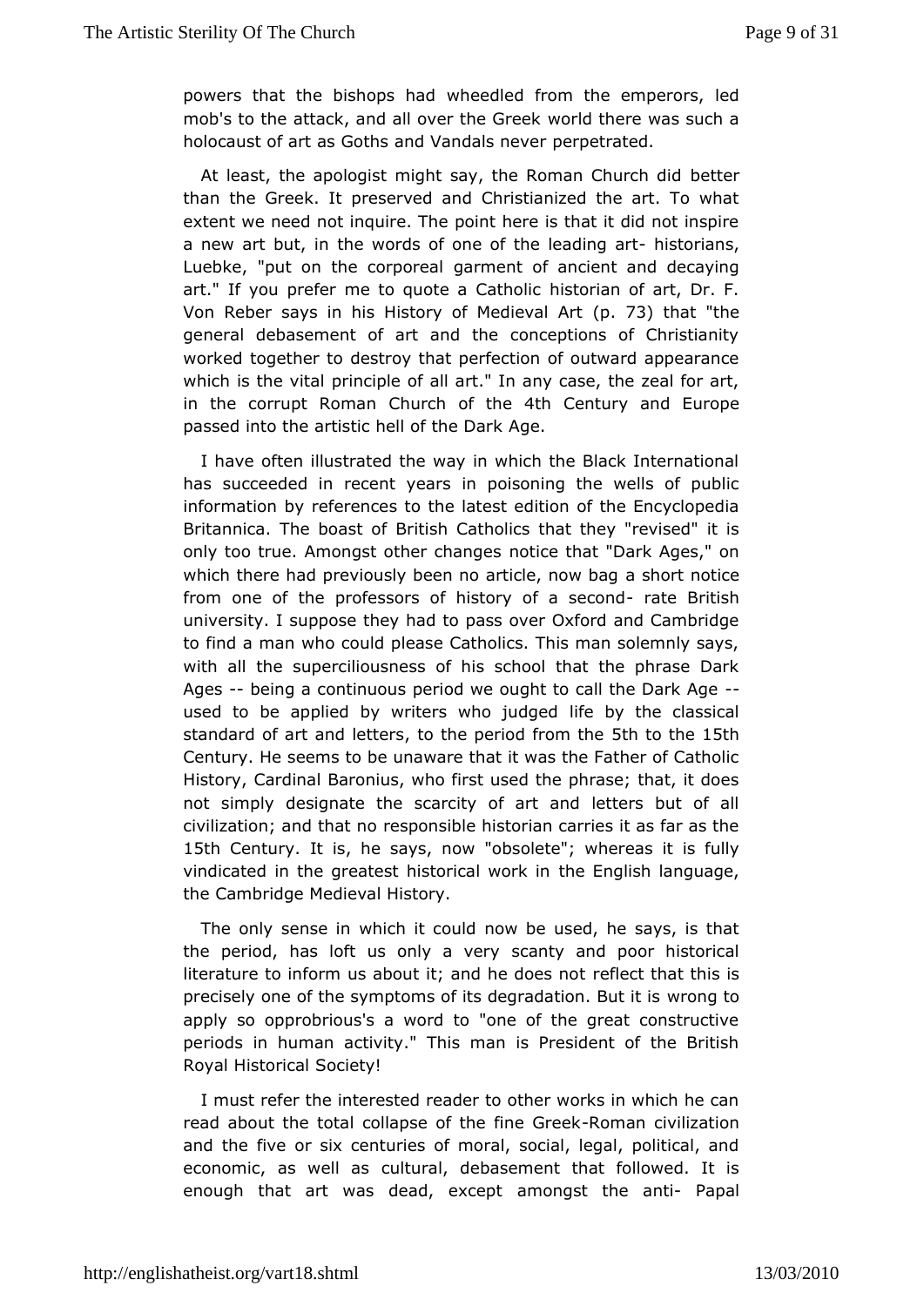powers that the bishops had wheedled from the emperors, led mob's to the attack, and all over the Greek world there was such a holocaust of art as Goths and Vandals never perpetrated.

At least, the apologist might say, the Roman Church did better than the Greek. It preserved and Christianized the art. To what extent we need not inquire. The point here is that it did not inspire a new art but, in the words of one of the leading art- historians, Luebke, "put on the corporeal garment of ancient and decaying art." If you prefer me to quote a Catholic historian of art, Dr. F. Von Reber says in his History of Medieval Art (p. 73) that "the general debasement of art and the conceptions of Christianity worked together to destroy that perfection of outward appearance which is the vital principle of all art." In any case, the zeal for art, in the corrupt Roman Church of the 4th Century and Europe passed into the artistic hell of the Dark Age.

I have often illustrated the way in which the Black International has succeeded in recent years in poisoning the wells of public information by references to the latest edition of the Encyclopedia Britannica. The boast of British Catholics that they "revised" it is only too true. Amongst other changes notice that "Dark Ages," on which there had previously been no article, now bag a short notice from one of the professors of history of a second- rate British university. I suppose they had to pass over Oxford and Cambridge to find a man who could please Catholics. This man solemnly says, with all the superciliousness of his school that the phrase Dark Ages -- being a continuous period we ought to call the Dark Age -- used to be applied by writers who judged life by the classical standard of art and letters, to the period from the 5th to the 15th Century. He seems to be unaware that it was the Father of Catholic History, Cardinal Baronius, who first used the phrase; that, it does not simply designate the scarcity of art and letters but of all civilization; and that no responsible historian carries it as far as the 15th Century. It is, he says, now "obsolete"; whereas it is fully vindicated in the greatest historical work in the English language, the Cambridge Medieval History.

The only sense in which it could now be used, he says, is that the period, has loft us only a very scanty and poor historical literature to inform us about it; and he does not reflect that this is precisely one of the symptoms of its degradation. But it is wrong to apply so opprobrious's a word to "one of the great constructive periods in human activity." This man is President of the British Royal Historical Society!

I must refer the interested reader to other works in which he can read about the total collapse of the fine Greek-Roman civilization and the five or six centuries of moral, social, legal, political, and economic, as well as cultural, debasement that followed. It is enough that art was dead, except amongst the anti- Papal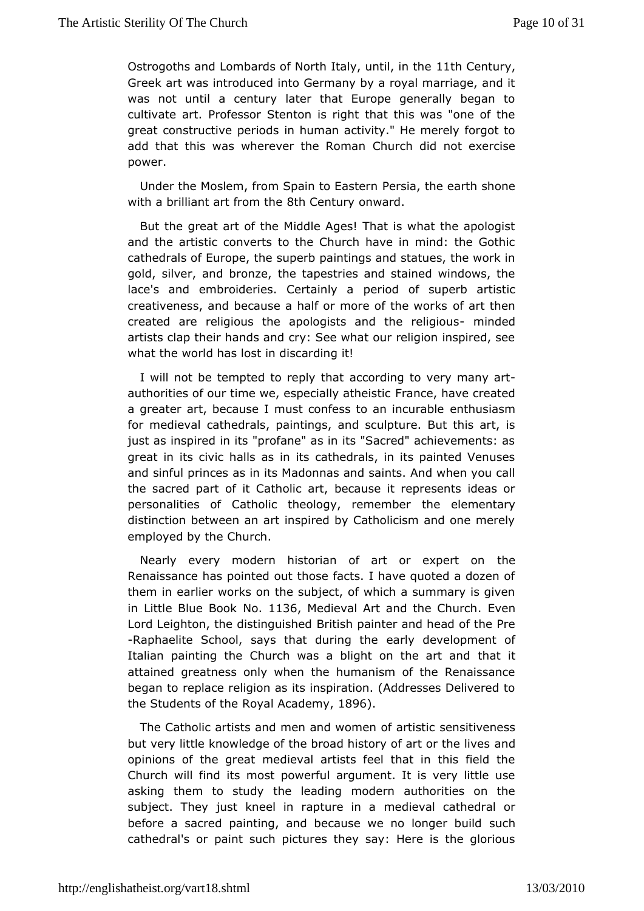Ostrogoths and Lombards of North Italy, until, in the 11th Century, Greek art was introduced into Germany by a royal marriage, and it was not until a century later that Europe generally began to cultivate art. Professor Stenton is right that this was "one of the great constructive periods in human activity." He merely forgot to add that this was wherever the Roman Church did not exercise power.

Under the Moslem, from Spain to Eastern Persia, the earth shone with a brilliant art from the 8th Century onward.

But the great art of the Middle Ages! That is what the apologist and the artistic converts to the Church have in mind: the Gothic cathedrals of Europe, the superb paintings and statues, the work in gold, silver, and bronze, the tapestries and stained windows, the lace's and embroideries. Certainly a period of superb artistic creativeness, and because a half or more of the works of art then created are religious the apologists and the religious- minded artists clap their hands and cry: See what our religion inspired, see what the world has lost in discarding it!

I will not be tempted to reply that according to very many art-authorities of our time we, especially atheistic France, have created a greater art, because I must confess to an incurable enthusiasm for medieval cathedrals, paintings, and sculpture. But this art, is just as inspired in its "profane" as in its "Sacred" achievements: as great in its civic halls as in its cathedrals, in its painted Venuses and sinful princes as in its Madonnas and saints. And when you call the sacred part of it Catholic art, because it represents ideas or personalities of Catholic theology, remember the elementary distinction between an art inspired by Catholicism and one merely employed by the Church.

Nearly every modern historian of art or expert on the Renaissance has pointed out those facts. I have quoted a dozen of them in earlier works on the subject, of which a summary is given in Little Blue Book No. 1136, Medieval Art and the Church. Even Lord Leighton, the distinguished British painter and head of the Pre-Raphaelite School, says that during the early development of Italian painting the Church was a blight on the art and that it attained greatness only when the humanism of the Renaissance began to replace religion as its inspiration. (Addresses Delivered to the Students of the Royal Academy, 1896).

The Catholic artists and men and women of artistic sensitiveness but very little knowledge of the broad history of art or the lives and opinions of the great medieval artists feel that in this field the Church will find its most powerful argument. It is very little use asking them to study the leading modern authorities on the subject. They just kneel in rapture in a medieval cathedral or before a sacred painting, and because we no longer build such cathedral's or paint such pictures they say: Here is the glorious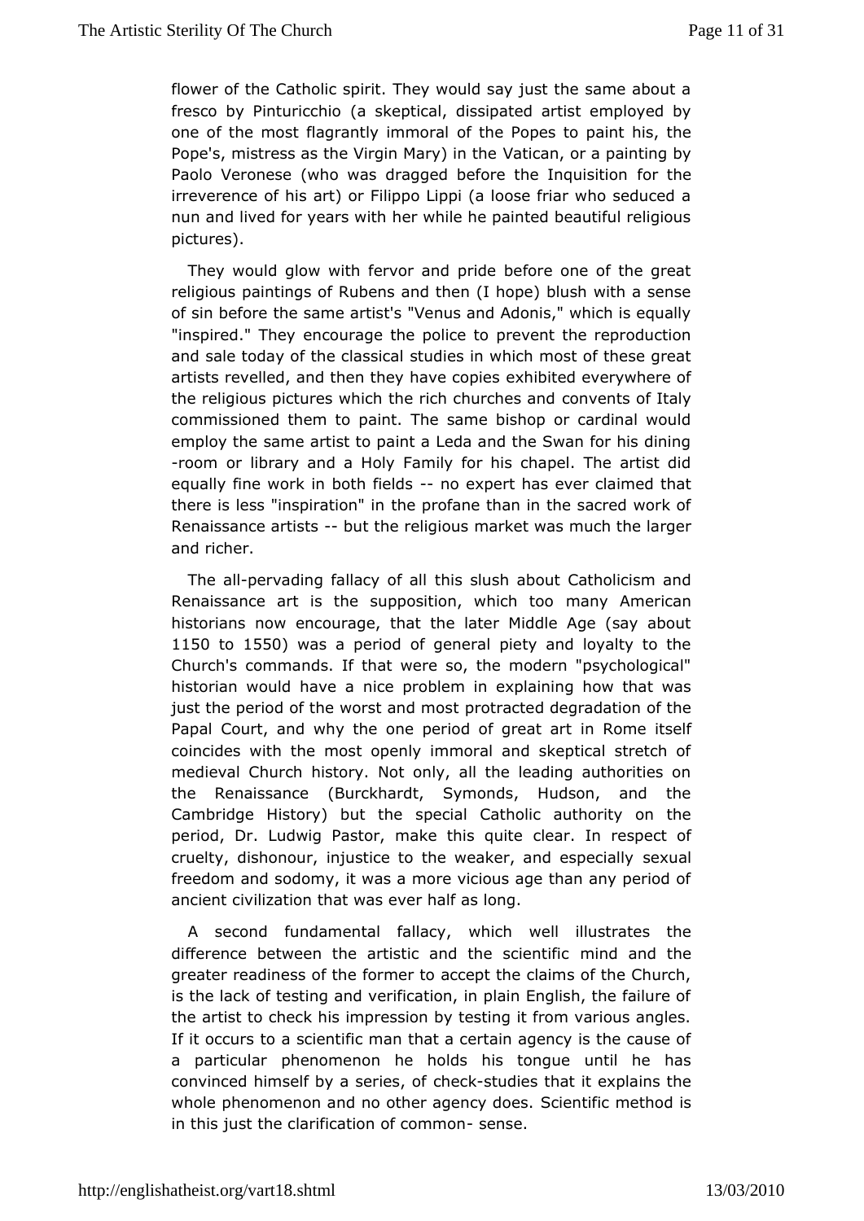flower of the Catholic spirit. They would say just the same about a fresco by Pinturicchio (a skeptical, dissipated artist employed by one of the most flagrantly immoral of the Popes to paint his, the Pope's, mistress as the Virgin Mary) in the Vatican, or a painting by Paolo Veronese (who was dragged before the Inquisition for the irreverence of his art) or Filippo Lippi (a loose friar who seduced a nun and lived for years with her while he painted beautiful religious pictures).

They would glow with fervor and pride before one of the great religious paintings of Rubens and then (I hope) blush with a sense of sin before the same artist's "Venus and Adonis," which is equally "inspired." They encourage the police to prevent the reproduction and sale today of the classical studies in which most of these great artists revelled, and then they have copies exhibited everywhere of the religious pictures which the rich churches and convents of Italy commissioned them to paint. The same bishop or cardinal would employ the same artist to paint a Leda and the Swan for his dining-room or library and a Holy Family for his chapel. The artist did equally fine work in both fields -- no expert has ever claimed that there is less "inspiration" in the profane than in the sacred work of Renaissance artists -- but the religious market was much the larger and richer.

The all-pervading fallacy of all this slush about Catholicism and Renaissance art is the supposition, which too many American historians now encourage, that the later Middle Age (say about 1150 to 1550) was a period of general piety and loyalty to the Church's commands. If that were so, the modern "psychological" historian would have a nice problem in explaining how that was just the period of the worst and most protracted degradation of the Papal Court, and why the one period of great art in Rome itself coincides with the most openly immoral and skeptical stretch of medieval Church history. Not only, all the leading authorities on the Renaissance (Burckhardt, Symonds, Hudson, and the Cambridge History) but the special Catholic authority on the period, Dr. Ludwig Pastor, make this quite clear. In respect of cruelty, dishonour, injustice to the weaker, and especially sexual freedom and sodomy, it was a more vicious age than any period of ancient civilization that was ever half as long.

A second fundamental fallacy, which well illustrates the difference between the artistic and the scientific mind and the greater readiness of the former to accept the claims of the Church, is the lack of testing and verification, in plain English, the failure of the artist to check his impression by testing it from various angles. If it occurs to a scientific man that a certain agency is the cause of a particular phenomenon he holds his tongue until he has convinced himself by a series, of check-studies that it explains the whole phenomenon and no other agency does. Scientific method is in this just the clarification of common- sense.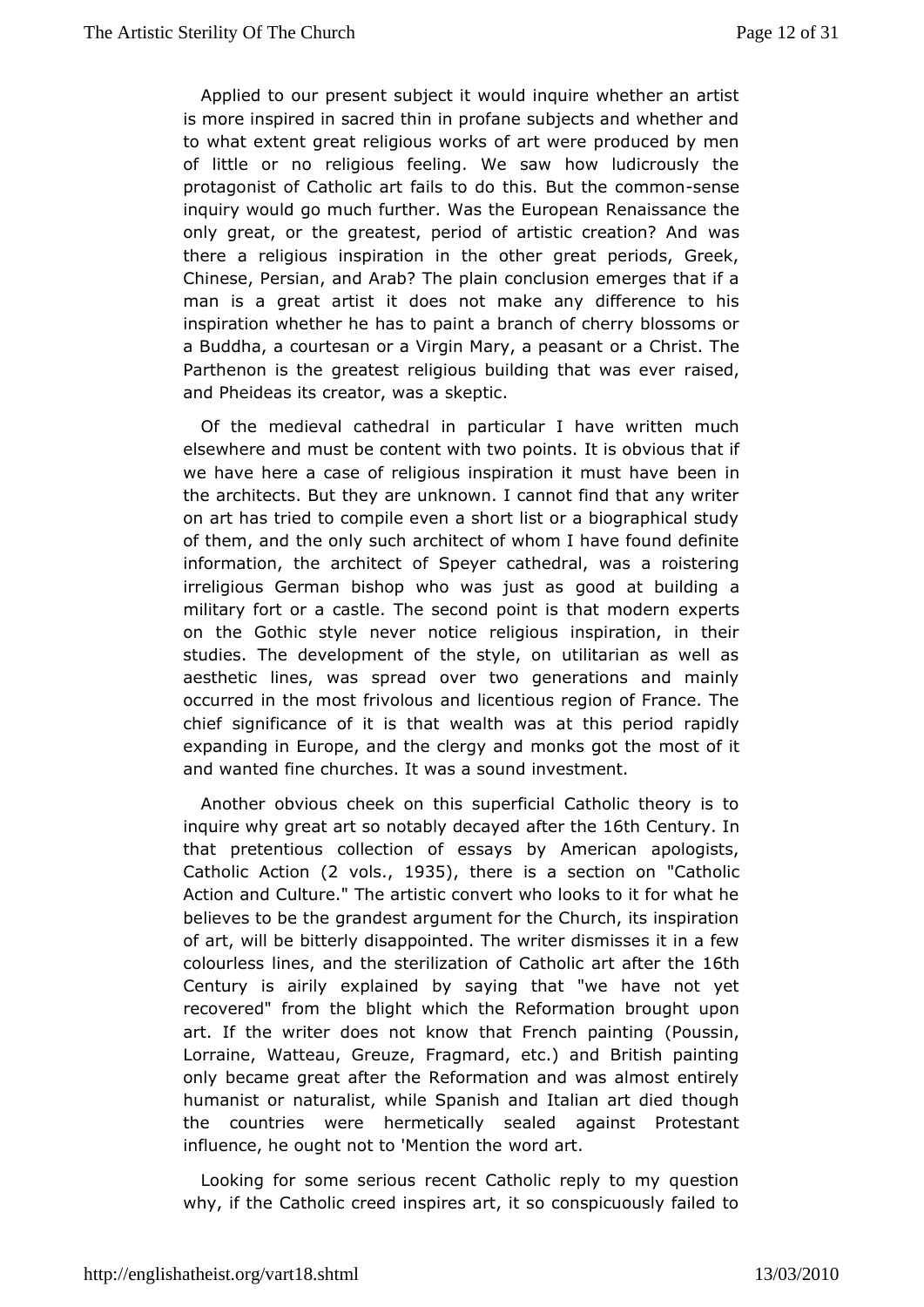Applied to our present subject it would inquire whether an artist is more inspired in sacred thin in profane subjects and whether and to what extent great religious works of art were produced by men of little or no religious feeling. We saw how ludicrously the protagonist of Catholic art fails to do this. But the common-sense inquiry would go much further. Was the European Renaissance the only great, or the greatest, period of artistic creation? And was there a religious inspiration in the other great periods, Greek, Chinese, Persian, and Arab? The plain conclusion emerges that if a man is a great artist it does not make any difference to his inspiration whether he has to paint a branch of cherry blossoms or a Buddha, a courtesan or a Virgin Mary, a peasant or a Christ. The Parthenon is the greatest religious building that was ever raised, and Pheideas its creator, was a skeptic.

Of the medieval cathedral in particular I have written much elsewhere and must be content with two points. It is obvious that if we have here a case of religious inspiration it must have been in the architects. But they are unknown. I cannot find that any writer on art has tried to compile even a short list or a biographical study of them, and the only such architect of whom I have found definite information, the architect of Speyer cathedral, was a roistering irreligious German bishop who was just as good at building a military fort or a castle. The second point is that modern experts on the Gothic style never notice religious inspiration, in their studies. The development of the style, on utilitarian as well as aesthetic lines, was spread over two generations and mainly occurred in the most frivolous and licentious region of France. The chief significance of it is that wealth was at this period rapidly expanding in Europe, and the clergy and monks got the most of it and wanted fine churches. It was a sound investment.

Another obvious cheek on this superficial Catholic theory is to inquire why great art so notably decayed after the 16th Century. In that pretentious collection of essays by American apologists, Catholic Action (2 vols., 1935), there is a section on "Catholic Action and Culture." The artistic convert who looks to it for what he believes to be the grandest argument for the Church, its inspiration of art, will be bitterly disappointed. The writer dismisses it in a few colourless lines, and the sterilization of Catholic art after the 16th Century is airily explained by saying that "we have not yet recovered" from the blight which the Reformation brought upon art. If the writer does not know that French painting (Poussin, Lorraine, Watteau, Greuze, Fragmard, etc.) and British painting only became great after the Reformation and was almost entirely humanist or naturalist, while Spanish and Italian art died though the countries were hermetically sealed against Protestant influence, he ought not to 'Mention the word art.

Looking for some serious recent Catholic reply to my question why, if the Catholic creed inspires art, it so conspicuously failed to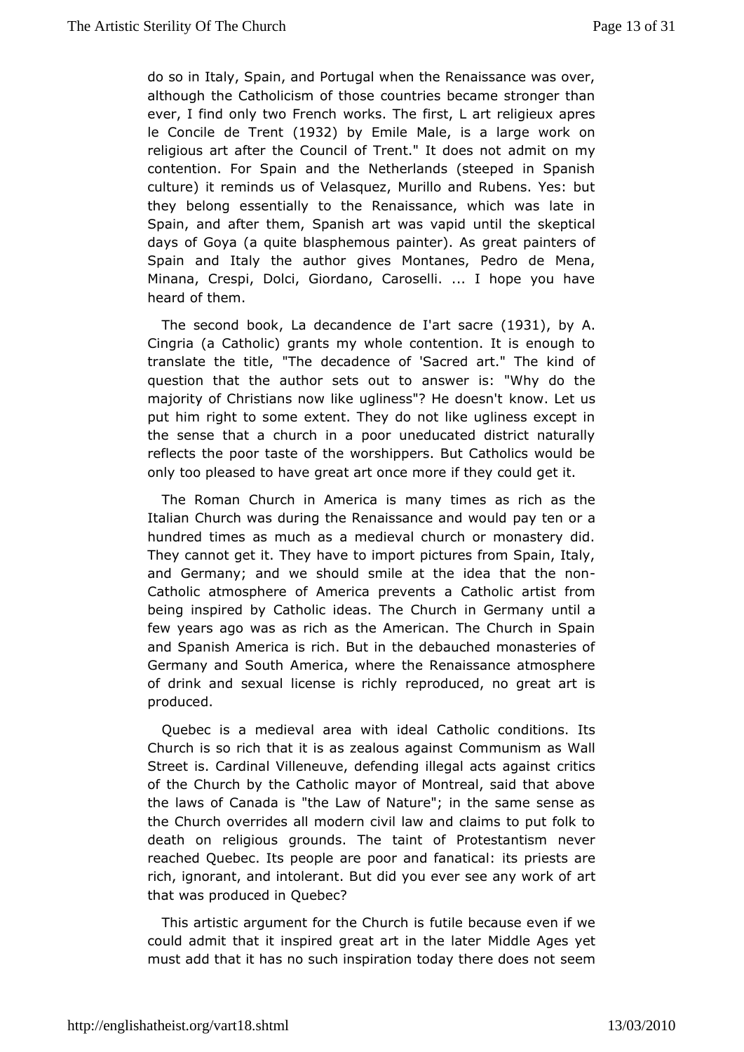do so in Italy, Spain, and Portugal when the Renaissance was over, although the Catholicism of those countries became stronger than ever, I find only two French works. The first, L art religieux apres le Concile de Trent (1932) by Emile Male, is a large work on religious art after the Council of Trent." It does not admit on my contention. For Spain and the Netherlands (steeped in Spanish culture) it reminds us of Velasquez, Murillo and Rubens. Yes: but they belong essentially to the Renaissance, which was late in Spain, and after them, Spanish art was vapid until the skeptical days of Goya (a quite blasphemous painter). As great painters of Spain and Italy the author gives Montanes, Pedro de Mena, Minana, Crespi, Dolci, Giordano, Caroselli. ... I hope you have heard of them.

The second book, La decandence de I'art sacre (1931), by A. Cingria (a Catholic) grants my whole contention. It is enough to translate the title, "The decadence of 'Sacred art." The kind of question that the author sets out to answer is: "Why do the majority of Christians now like ugliness"? He doesn't know. Let us put him right to some extent. They do not like ugliness except in the sense that a church in a poor uneducated district naturally reflects the poor taste of the worshippers. But Catholics would be only too pleased to have great art once more if they could get it.

The Roman Church in America is many times as rich as the Italian Church was during the Renaissance and would pay ten or a hundred times as much as a medieval church or monastery did. They cannot get it. They have to import pictures from Spain, Italy, and Germany; and we should smile at the idea that the non-Catholic atmosphere of America prevents a Catholic artist from being inspired by Catholic ideas. The Church in Germany until a few years ago was as rich as the American. The Church in Spain and Spanish America is rich. But in the debauched monasteries of Germany and South America, where the Renaissance atmosphere of drink and sexual license is richly reproduced, no great art is produced.

Quebec is a medieval area with ideal Catholic conditions. Its Church is so rich that it is as zealous against Communism as Wall Street is. Cardinal Villeneuve, defending illegal acts against critics of the Church by the Catholic mayor of Montreal, said that above the laws of Canada is "the Law of Nature"; in the same sense as the Church overrides all modern civil law and claims to put folk to death on religious grounds. The taint of Protestantism never reached Quebec. Its people are poor and fanatical: its priests are rich, ignorant, and intolerant. But did you ever see any work of art that was produced in Quebec?

This artistic argument for the Church is futile because even if we could admit that it inspired great art in the later Middle Ages yet must add that it has no such inspiration today there does not seem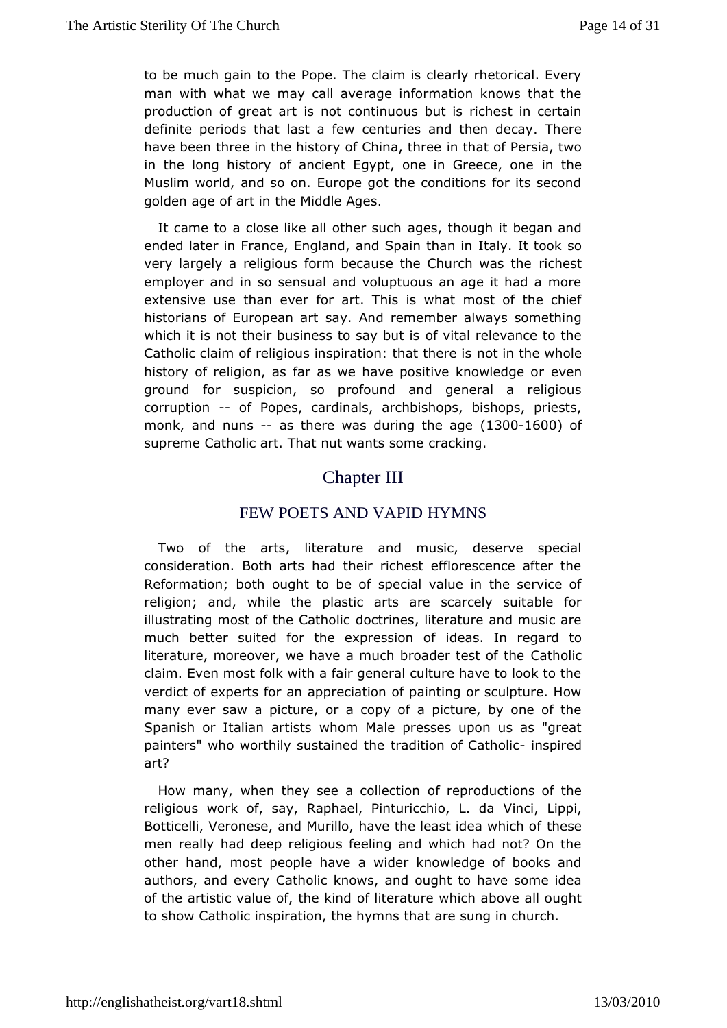to be much gain to the Pope. The claim is clearly rhetorical. Every man with what we may call average information knows that the production of great art is not continuous but is richest in certain definite periods that last a few centuries and then decay. There have been three in the history of China, three in that of Persia, two in the long history of ancient Egypt, one in Greece, one in the Muslim world, and so on. Europe got the conditions for its second golden age of art in the Middle Ages.

It came to a close like all other such ages, though it began and ended later in France, England, and Spain than in Italy. It took so very largely a religious form because the Church was the richest employer and in so sensual and voluptuous an age it had a more extensive use than ever for art. This is what most of the chief historians of European art say. And remember always something which it is not their business to say but is of vital relevance to the Catholic claim of religious inspiration: that there is not in the whole history of religion, as far as we have positive knowledge or even ground for suspicion, so profound and general a religious corruption -- of Popes, cardinals, archbishops, bishops, priests, monk, and nuns -- as there was during the age (1300-1600) of supreme Catholic art. That nut wants some cracking.

## Chapter III

### FEW POETS AND VAPID HYMNS

Two of the arts, literature and music, deserve special consideration. Both arts had their richest efflorescence after the Reformation; both ought to be of special value in the service of religion; and, while the plastic arts are scarcely suitable for illustrating most of the Catholic doctrines, literature and music are much better suited for the expression of ideas. In regard to literature, moreover, we have a much broader test of the Catholic claim. Even most folk with a fair general culture have to look to the verdict of experts for an appreciation of painting or sculpture. How many ever saw a picture, or a copy of a picture, by one of the Spanish or Italian artists whom Male presses upon us as "great painters" who worthily sustained the tradition of Catholic- inspired art?

How many, when they see a collection of reproductions of the religious work of, say, Raphael, Pinturicchio, L. da Vinci, Lippi, Botticelli, Veronese, and Murillo, have the least idea which of these men really had deep religious feeling and which had not? On the other hand, most people have a wider knowledge of books and authors, and every Catholic knows, and ought to have some idea of the artistic value of, the kind of literature which above all ought to show Catholic inspiration, the hymns that are sung in church.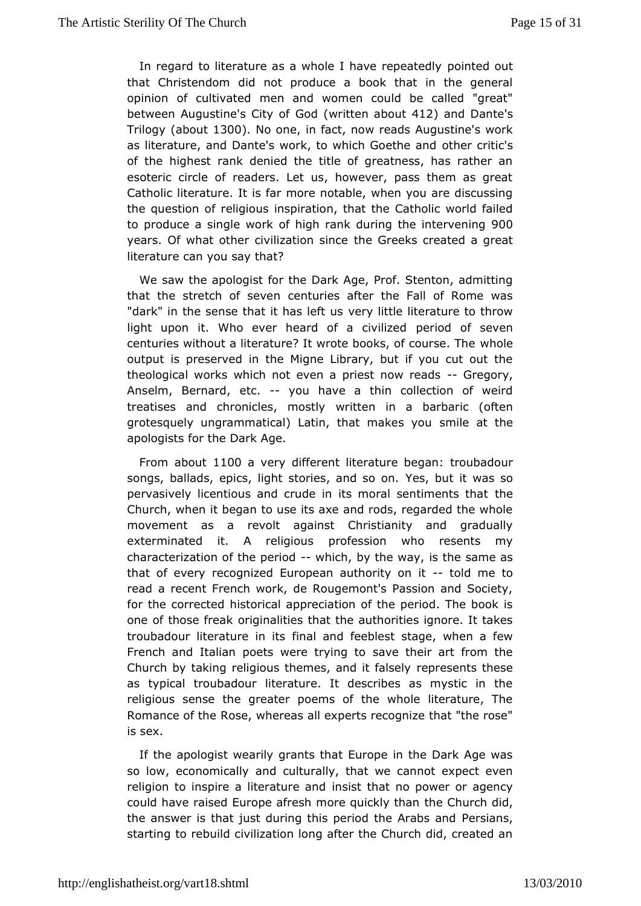In regard to literature as a whole I have repeatedly pointed out that Christendom did not produce a book that in the general opinion of cultivated men and women could be called "great" between Augustine's City of God (written about 412) and Dante's Trilogy (about 1300). No one, in fact, now reads Augustine's work as literature, and Dante's work, to which Goethe and other critic's of the highest rank denied the title of greatness, has rather an esoteric circle of readers. Let us, however, pass them as great Catholic literature. It is far more notable, when you are discussing the question of religious inspiration, that the Catholic world failed to produce a single work of high rank during the intervening 900 years. Of what other civilization since the Greeks created a great literature can you say that?

We saw the apologist for the Dark Age, Prof. Stenton, admitting that the stretch of seven centuries after the Fall of Rome was "dark" in the sense that it has left us very little literature to throw light upon it. Who ever heard of a civilized period of seven centuries without a literature? It wrote books, of course. The whole output is preserved in the Migne Library, but if you cut out the theological works which not even a priest now reads -- Gregory, Anselm, Bernard, etc. -- you have a thin collection of weird treatises and chronicles, mostly written in a barbaric (often grotesquely ungrammatical) Latin, that makes you smile at the apologists for the Dark Age.

From about 1100 a very different literature began: troubadour songs, ballads, epics, light stories, and so on. Yes, but it was so pervasively licentious and crude in its moral sentiments that the Church, when it began to use its axe and rods, regarded the whole movement as a revolt against Christianity and gradually exterminated it. A religious profession who resents my characterization of the period -- which, by the way, is the same as that of every recognized European authority on it -- told me to read a recent French work, de Rougemont's Passion and Society, for the corrected historical appreciation of the period. The book is one of those freak originalities that the authorities ignore. It takes troubadour literature in its final and feeblest stage, when a few French and Italian poets were trying to save their art from the Church by taking religious themes, and it falsely represents these as typical troubadour literature. It describes as mystic in the religious sense the greater poems of the whole literature, The Romance of the Rose, whereas all experts recognize that "the rose" is sex.

If the apologist wearily grants that Europe in the Dark Age was so low, economically and culturally, that we cannot expect even religion to inspire a literature and insist that no power or agency could have raised Europe afresh more quickly than the Church did, the answer is that just during this period the Arabs and Persians, starting to rebuild civilization long after the Church did, created an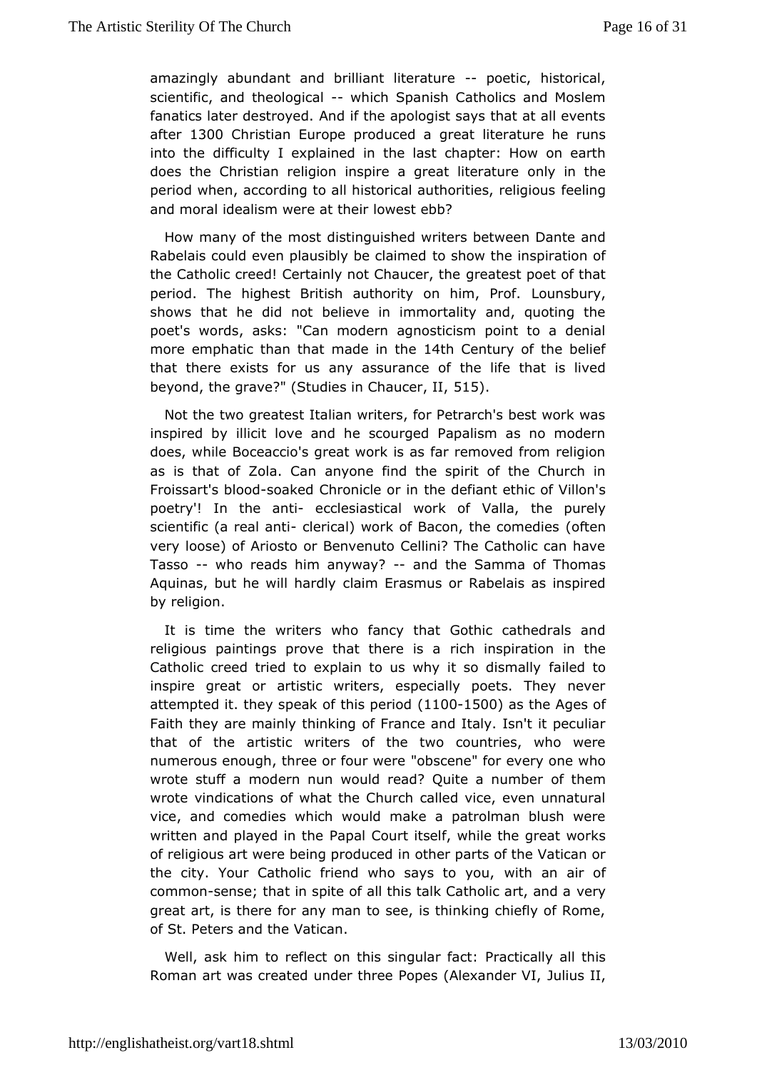amazingly abundant and brilliant literature -- poetic, historical, scientific, and theological -- which Spanish Catholics and Moslem fanatics later destroyed. And if the apologist says that at all events after 1300 Christian Europe produced a great literature he runs into the difficulty I explained in the last chapter: How on earth does the Christian religion inspire a great literature only in the period when, according to all historical authorities, religious feeling and moral idealism were at their lowest ebb?

How many of the most distinguished writers between Dante and Rabelais could even plausibly be claimed to show the inspiration of the Catholic creed! Certainly not Chaucer, the greatest poet of that period. The highest British authority on him, Prof. Lounsbury, shows that he did not believe in immortality and, quoting the poet's words, asks: "Can modern agnosticism point to a denial more emphatic than that made in the 14th Century of the belief that there exists for us any assurance of the life that is lived beyond, the grave?" (Studies in Chaucer, II, 515).

Not the two greatest Italian writers, for Petrarch's best work was inspired by illicit love and he scourged Papalism as no modern does, while Boceaccio's great work is as far removed from religion as is that of Zola. Can anyone find the spirit of the Church in Froissart's blood-soaked Chronicle or in the defiant ethic of Villon's poetry'! In the anti- ecclesiastical work of Valla, the purely scientific (a real anti- clerical) work of Bacon, the comedies (often very loose) of Ariosto or Benvenuto Cellini? The Catholic can have Tasso -- who reads him anyway? -- and the Samma of Thomas Aquinas, but he will hardly claim Erasmus or Rabelais as inspired by religion.

It is time the writers who fancy that Gothic cathedrals and religious paintings prove that there is a rich inspiration in the Catholic creed tried to explain to us why it so dismally failed to inspire great or artistic writers, especially poets. They never attempted it. they speak of this period (1100-1500) as the Ages of Faith they are mainly thinking of France and Italy. Isn't it peculiar that of the artistic writers of the two countries, who were numerous enough, three or four were "obscene" for every one who wrote stuff a modern nun would read? Quite a number of them wrote vindications of what the Church called vice, even unnatural vice, and comedies which would make a patrolman blush were written and played in the Papal Court itself, while the great works of religious art were being produced in other parts of the Vatican or the city. Your Catholic friend who says to you, with an air of common-sense; that in spite of all this talk Catholic art, and a very great art, is there for any man to see, is thinking chiefly of Rome, of St. Peters and the Vatican.

Well, ask him to reflect on this singular fact: Practically all this Roman art was created under three Popes (Alexander VI, Julius II,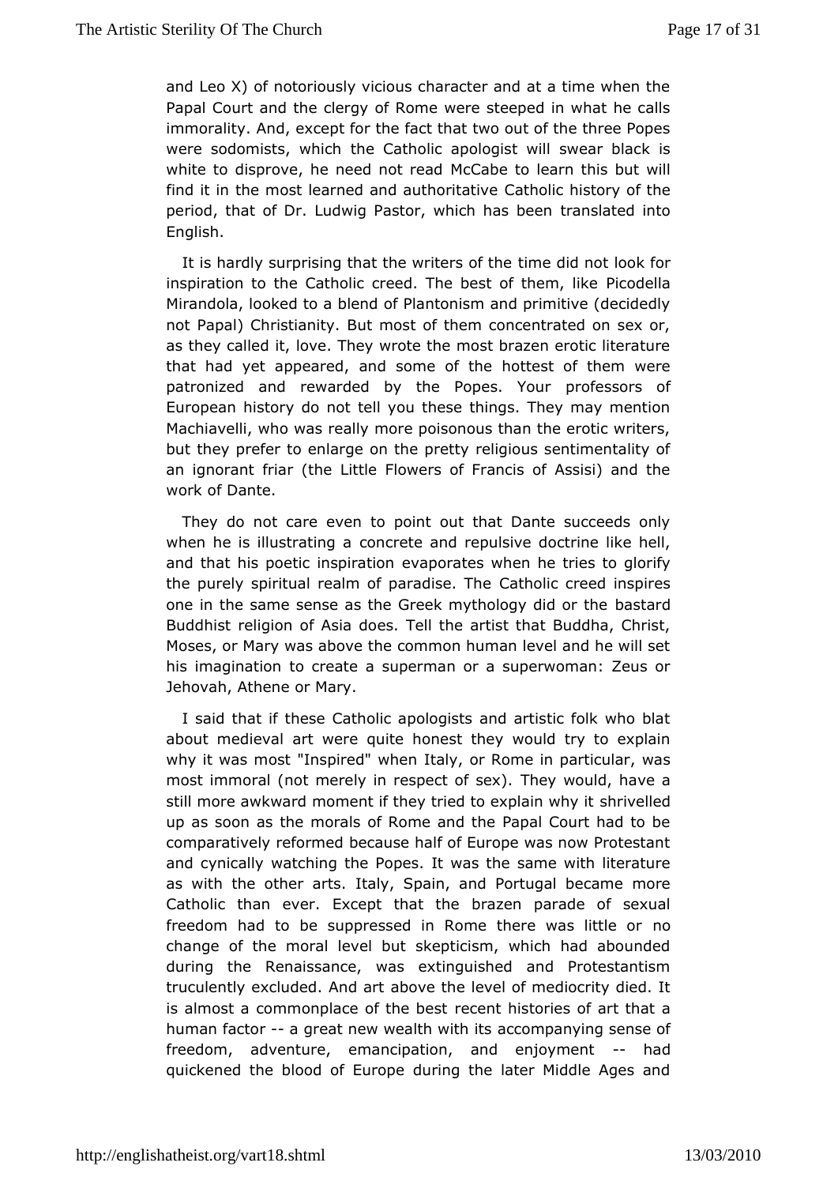and Leo X) of notoriously vicious character and at a time when the Papal Court and the clergy of Rome were steeped in what he calls immorality. And, except for the fact that two out of the three Popes were sodomists, which the Catholic apologist will swear black is white to disprove, he need not read McCabe to learn this but will find it in the most learned and authoritative Catholic history of the period, that of Dr. Ludwig Pastor, which has been translated into English.

It is hardly surprising that the writers of the time did not look for inspiration to the Catholic creed. The best of them, like Picodella Mirandola, looked to a blend of Plantonism and primitive (decidedly not Papal) Christianity. But most of them concentrated on sex or, as they called it, love. They wrote the most brazen erotic literature that had yet appeared, and some of the hottest of them were patronized and rewarded by the Popes. Your professors of European history do not tell you these things. They may mention Machiavelli, who was really more poisonous than the erotic writers, but they prefer to enlarge on the pretty religious sentimentality of an ignorant friar (the Little Flowers of Francis of Assisi) and the work of Dante.

They do not care even to point out that Dante succeeds only when he is illustrating a concrete and repulsive doctrine like hell, and that his poetic inspiration evaporates when he tries to glorify the purely spiritual realm of paradise. The Catholic creed inspires one in the same sense as the Greek mythology did or the bastard Buddhist religion of Asia does. Tell the artist that Buddha, Christ, Moses, or Mary was above the common human level and he will set his imagination to create a superman or a superwoman: Zeus or Jehovah, Athene or Mary.

I said that if these Catholic apologists and artistic folk who blat about medieval art were quite honest they would try to explain why it was most "Inspired" when Italy, or Rome in particular, was most immoral (not merely in respect of sex). They would, have a still more awkward moment if they tried to explain why it shrivelled up as soon as the morals of Rome and the Papal Court had to be comparatively reformed because half of Europe was now Protestant and cynically watching the Popes. It was the same with literature as with the other arts. Italy, Spain, and Portugal became more Catholic than ever. Except that the brazen parade of sexual freedom had to be suppressed in Rome there was little or no change of the moral level but skepticism, which had abounded during the Renaissance, was extinguished and Protestantism truculently excluded. And art above the level of mediocrity died. It is almost a commonplace of the best recent histories of art that a human factor -- a great new wealth with its accompanying sense of freedom, adventure, emancipation, and enjoyment -- had quickened the blood of Europe during the later Middle Ages and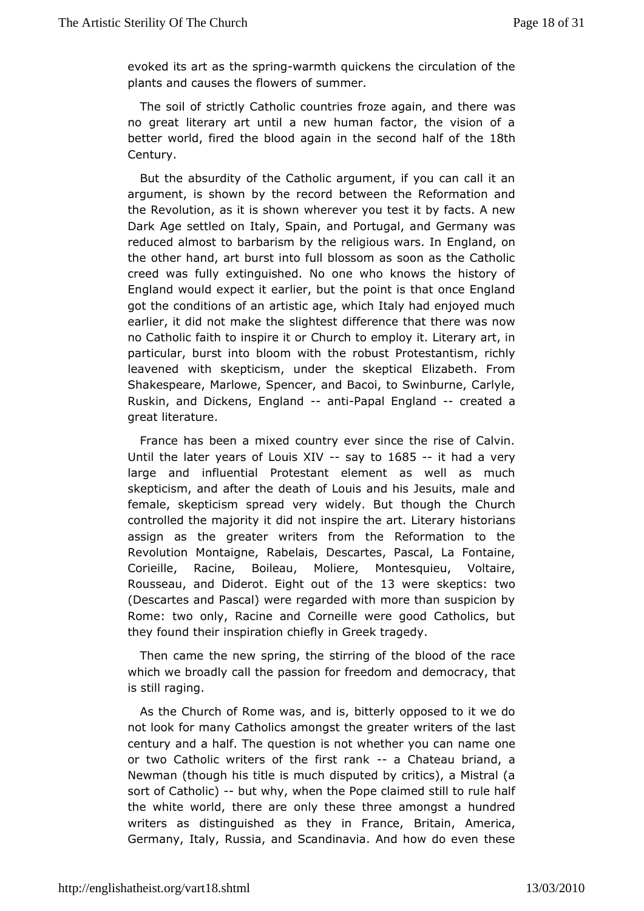evoked its art as the spring-warmth quickens the circulation of the plants and causes the flowers of summer.

The soil of strictly Catholic countries froze again, and there was no great literary art until a new human factor, the vision of a better world, fired the blood again in the second half of the 18th Century.

But the absurdity of the Catholic argument, if you can call it an argument, is shown by the record between the Reformation and the Revolution, as it is shown wherever you test it by facts. A new Dark Age settled on Italy, Spain, and Portugal, and Germany was reduced almost to barbarism by the religious wars. In England, on the other hand, art burst into full blossom as soon as the Catholic creed was fully extinguished. No one who knows the history of England would expect it earlier, but the point is that once England got the conditions of an artistic age, which Italy had enjoyed much earlier, it did not make the slightest difference that there was now no Catholic faith to inspire it or Church to employ it. Literary art, in particular, burst into bloom with the robust Protestantism, richly leavened with skepticism, under the skeptical Elizabeth. From Shakespeare, Marlowe, Spencer, and Bacoi, to Swinburne, Carlyle, Ruskin, and Dickens, England -- anti-Papal England -- created a great literature.

France has been a mixed country ever since the rise of Calvin. Until the later years of Louis XIV -- say to 1685 -- it had a very large and influential Protestant element as well as much skepticism, and after the death of Louis and his Jesuits, male and female, skepticism spread very widely. But though the Church controlled the majority it did not inspire the art. Literary historians assign as the greater writers from the Reformation to the Revolution Montaigne, Rabelais, Descartes, Pascal, La Fontaine, Corieille, Racine, Boileau, Moliere, Montesquieu, Voltaire, Rousseau, and Diderot. Eight out of the 13 were skeptics: two (Descartes and Pascal) were regarded with more than suspicion by Rome: two only, Racine and Corneille were good Catholics, but they found their inspiration chiefly in Greek tragedy.

Then came the new spring, the stirring of the blood of the race which we broadly call the passion for freedom and democracy, that is still raging.

As the Church of Rome was, and is, bitterly opposed to it we do not look for many Catholics amongst the greater writers of the last century and a half. The question is not whether you can name one or two Catholic writers of the first rank -- a Chateau briand, a Newman (though his title is much disputed by critics), a Mistral (a sort of Catholic) -- but why, when the Pope claimed still to rule half the white world, there are only these three amongst a hundred writers as distinguished as they in France, Britain, America, Germany, Italy, Russia, and Scandinavia. And how do even these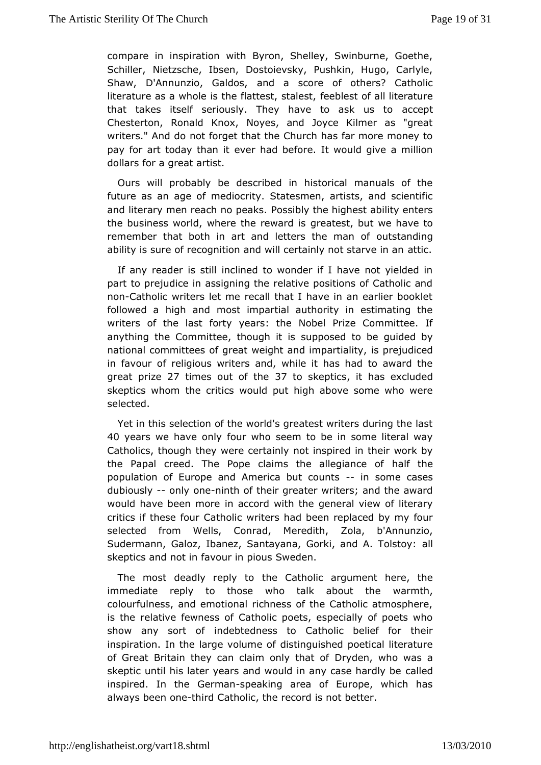compare in inspiration with Byron, Shelley, Swinburne, Goethe, Schiller, Nietzsche, Ibsen, Dostoievsky, Pushkin, Hugo, Carlyle, Shaw, D'Annunzio, Galdos, and a score of others? Catholic literature as a whole is the flattest, stalest, feeblest of all literature that takes itself seriously. They have to ask us to accept Chesterton, Ronald Knox, Noyes, and Joyce Kilmer as "great writers." And do not forget that the Church has far more money to pay for art today than it ever had before. It would give a million dollars for a great artist.

Ours will probably be described in historical manuals of the future as an age of mediocrity. Statesmen, artists, and scientific and literary men reach no peaks. Possibly the highest ability enters the business world, where the reward is greatest, but we have to remember that both in art and letters the man of outstanding ability is sure of recognition and will certainly not starve in an attic.

If any reader is still inclined to wonder if I have not yielded in part to prejudice in assigning the relative positions of Catholic and non-Catholic writers let me recall that I have in an earlier booklet followed a high and most impartial authority in estimating the writers of the last forty years: the Nobel Prize Committee. If anything the Committee, though it is supposed to be guided by national committees of great weight and impartiality, is prejudiced in favour of religious writers and, while it has had to award the great prize 27 times out of the 37 to skeptics, it has excluded skeptics whom the critics would put high above some who were selected.

Yet in this selection of the world's greatest writers during the last 40 years we have only four who seem to be in some literal way Catholics, though they were certainly not inspired in their work by the Papal creed. The Pope claims the allegiance of half the population of Europe and America but counts -- in some cases dubiously -- only one-ninth of their greater writers; and the award would have been more in accord with the general view of literary critics if these four Catholic writers had been replaced by my four selected from Wells, Conrad, Meredith, Zola, b'Annunzio, Sudermann, Galoz, Ibanez, Santayana, Gorki, and A. Tolstoy: all skeptics and not in favour in pious Sweden.

The most deadly reply to the Catholic argument here, the immediate reply to those who talk about the warmth, colourfulness, and emotional richness of the Catholic atmosphere, is the relative fewness of Catholic poets, especially of poets who show any sort of indebtedness to Catholic belief for their inspiration. In the large volume of distinguished poetical literature of Great Britain they can claim only that of Dryden, who was a skeptic until his later years and would in any case hardly be called inspired. In the German-speaking area of Europe, which has always been one-third Catholic, the record is not better.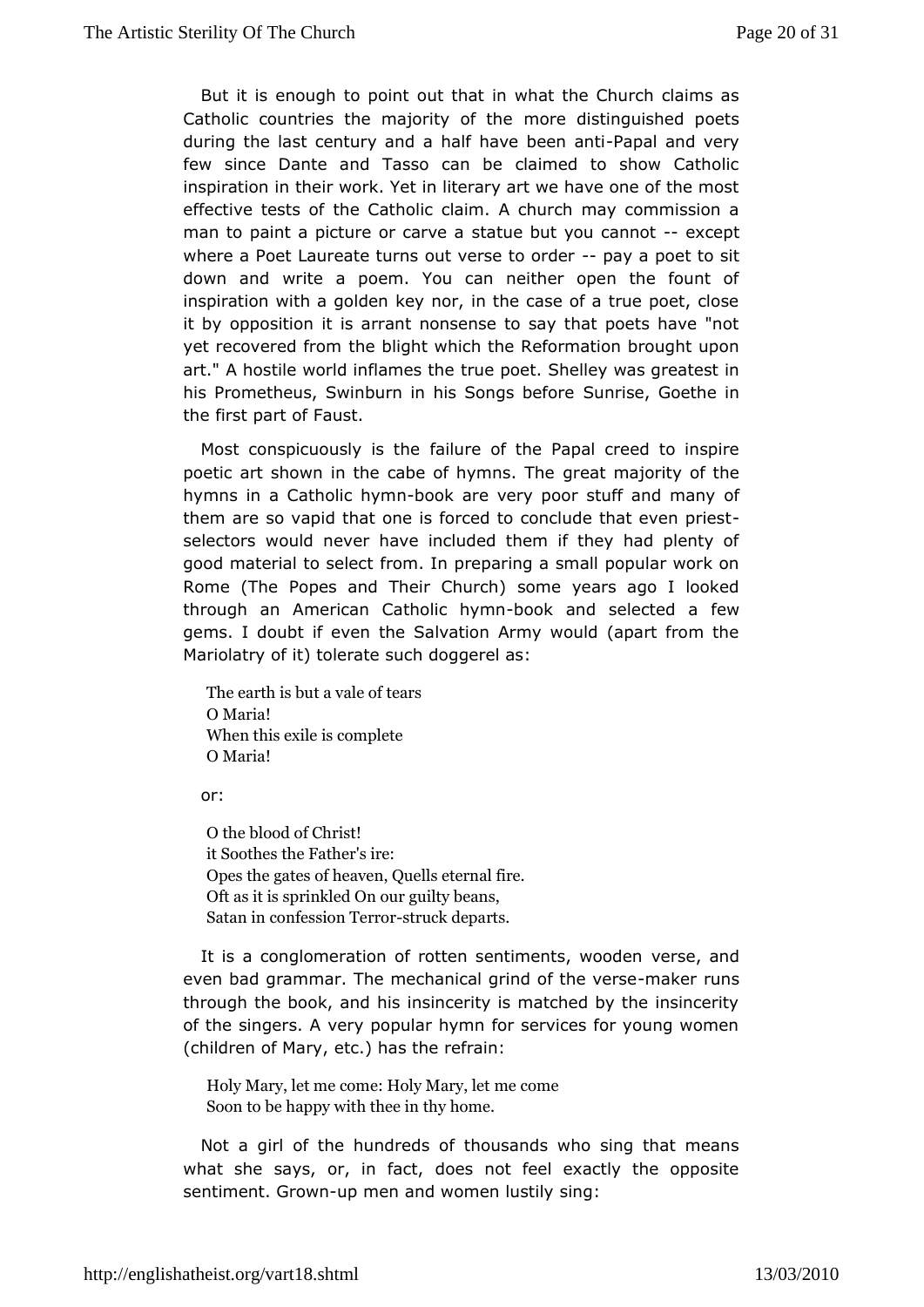But it is enough to point out that in what the Church claims as Catholic countries the majority of the more distinguished poets during the last century and a half have been anti-Papal and very few since Dante and Tasso can be claimed to show Catholic inspiration in their work. Yet in literary art we have one of the most effective tests of the Catholic claim. A church may commission a man to paint a picture or carve a statue but you cannot -- except where a Poet Laureate turns out verse to order -- pay a poet to sit down and write a poem. You can neither open the fount of inspiration with a golden key nor, in the case of a true poet, close it by opposition it is arrant nonsense to say that poets have "not yet recovered from the blight which the Reformation brought upon art." A hostile world inflames the true poet. Shelley was greatest in his Prometheus, Swinburn in his Songs before Sunrise, Goethe in the first part of Faust.

Most conspicuously is the failure of the Papal creed to inspire poetic art shown in the cabe of hymns. The great majority of the hymns in a Catholic hymn-book are very poor stuff and many of them are so vapid that one is forced to conclude that even priest-selectors would never have included them if they had plenty of good material to select from. In preparing a small popular work on Rome (The Popes and Their Church) some years ago I looked through an American Catholic hymn-book and selected a few gems. I doubt if even the Salvation Army would (apart from the Mariolatry of it) tolerate such doggerel as:

> The earth is but a vale of tears
> O Maria!
> When this exile is complete
> O Maria!

or:

> O the blood of Christ!
> it Soothes the Father's ire:
> Opes the gates of heaven, Quells eternal fire.
> Oft as it is sprinkled On our guilty beans,
> Satan in confession Terror-struck departs.

It is a conglomeration of rotten sentiments, wooden verse, and even bad grammar. The mechanical grind of the verse-maker runs through the book, and his insincerity is matched by the insincerity of the singers. A very popular hymn for services for young women (children of Mary, etc.) has the refrain:

> Holy Mary, let me come: Holy Mary, let me come
> Soon to be happy with thee in thy home.

Not a girl of the hundreds of thousands who sing that means what she says, or, in fact, does not feel exactly the opposite sentiment. Grown-up men and women lustily sing: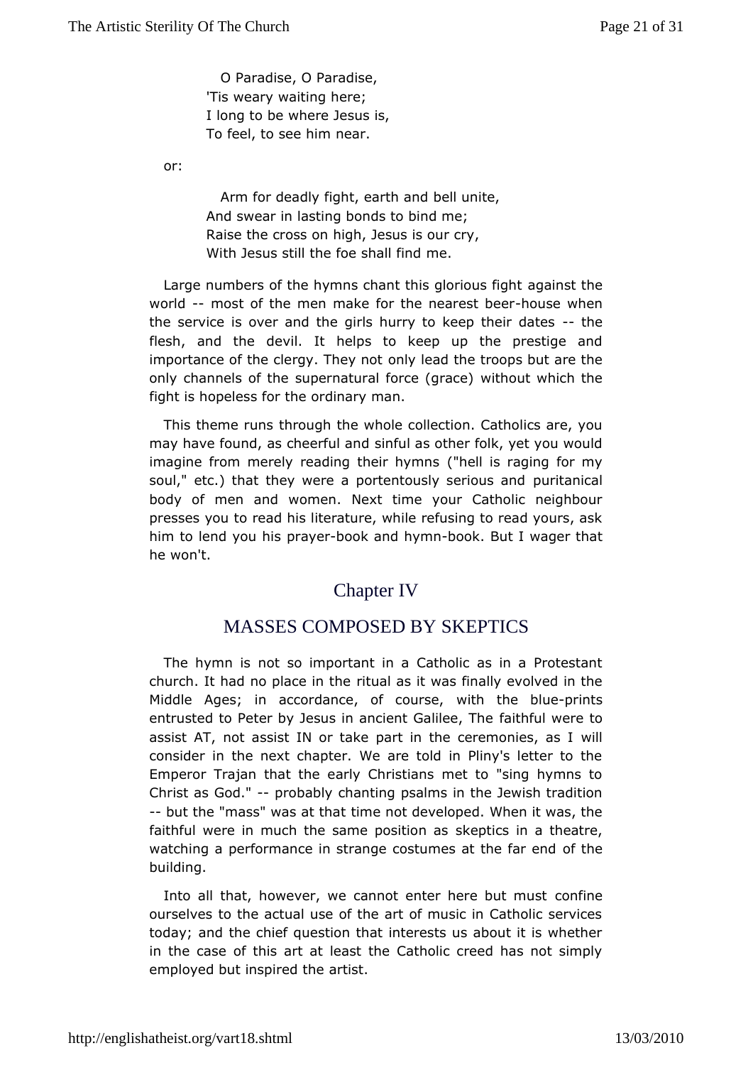O Paradise, O Paradise,  
'Tis weary waiting here;  
I long to be where Jesus is,  
To feel, to see him near.

or:

Arm for deadly fight, earth and bell unite,  
And swear in lasting bonds to bind me;  
Raise the cross on high, Jesus is our cry,  
With Jesus still the foe shall find me.

Large numbers of the hymns chant this glorious fight against the world -- most of the men make for the nearest beer-house when the service is over and the girls hurry to keep their dates -- the flesh, and the devil. It helps to keep up the prestige and importance of the clergy. They not only lead the troops but are the only channels of the supernatural force (grace) without which the fight is hopeless for the ordinary man.

This theme runs through the whole collection. Catholics are, you may have found, as cheerful and sinful as other folk, yet you would imagine from merely reading their hymns ("hell is raging for my soul," etc.) that they were a portentously serious and puritanical body of men and women. Next time your Catholic neighbour presses you to read his literature, while refusing to read yours, ask him to lend you his prayer-book and hymn-book. But I wager that he won't.

## Chapter IV

## MASSES COMPOSED BY SKEPTICS

The hymn is not so important in a Catholic as in a Protestant church. It had no place in the ritual as it was finally evolved in the Middle Ages; in accordance, of course, with the blue-prints entrusted to Peter by Jesus in ancient Galilee, The faithful were to assist AT, not assist IN or take part in the ceremonies, as I will consider in the next chapter. We are told in Pliny's letter to the Emperor Trajan that the early Christians met to "sing hymns to Christ as God." -- probably chanting psalms in the Jewish tradition -- but the "mass" was at that time not developed. When it was, the faithful were in much the same position as skeptics in a theatre, watching a performance in strange costumes at the far end of the building.

Into all that, however, we cannot enter here but must confine ourselves to the actual use of the art of music in Catholic services today; and the chief question that interests us about it is whether in the case of this art at least the Catholic creed has not simply employed but inspired the artist.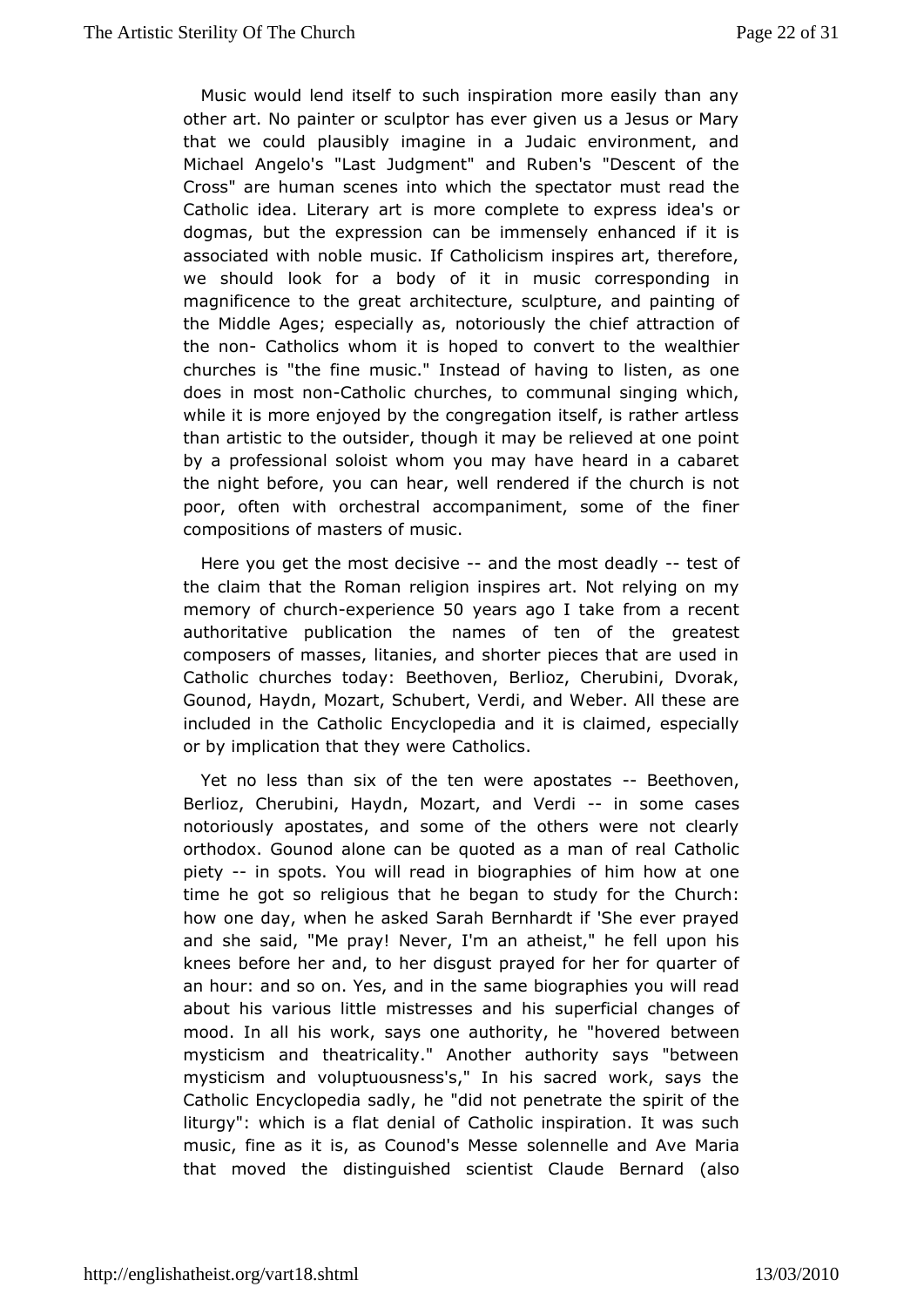Music would lend itself to such inspiration more easily than any other art. No painter or sculptor has ever given us a Jesus or Mary that we could plausibly imagine in a Judaic environment, and Michael Angelo's "Last Judgment" and Ruben's "Descent of the Cross" are human scenes into which the spectator must read the Catholic idea. Literary art is more complete to express idea's or dogmas, but the expression can be immensely enhanced if it is associated with noble music. If Catholicism inspires art, therefore, we should look for a body of it in music corresponding in magnificence to the great architecture, sculpture, and painting of the Middle Ages; especially as, notoriously the chief attraction of the non- Catholics whom it is hoped to convert to the wealthier churches is "the fine music." Instead of having to listen, as one does in most non-Catholic churches, to communal singing which, while it is more enjoyed by the congregation itself, is rather artless than artistic to the outsider, though it may be relieved at one point by a professional soloist whom you may have heard in a cabaret the night before, you can hear, well rendered if the church is not poor, often with orchestral accompaniment, some of the finer compositions of masters of music.

Here you get the most decisive -- and the most deadly -- test of the claim that the Roman religion inspires art. Not relying on my memory of church-experience 50 years ago I take from a recent authoritative publication the names of ten of the greatest composers of masses, litanies, and shorter pieces that are used in Catholic churches today: Beethoven, Berlioz, Cherubini, Dvorak, Gounod, Haydn, Mozart, Schubert, Verdi, and Weber. All these are included in the Catholic Encyclopedia and it is claimed, especially or by implication that they were Catholics.

Yet no less than six of the ten were apostates -- Beethoven, Berlioz, Cherubini, Haydn, Mozart, and Verdi -- in some cases notoriously apostates, and some of the others were not clearly orthodox. Gounod alone can be quoted as a man of real Catholic piety -- in spots. You will read in biographies of him how at one time he got so religious that he began to study for the Church: how one day, when he asked Sarah Bernhardt if 'She ever prayed and she said, "Me pray! Never, I'm an atheist," he fell upon his knees before her and, to her disgust prayed for her for quarter of an hour: and so on. Yes, and in the same biographies you will read about his various little mistresses and his superficial changes of mood. In all his work, says one authority, he "hovered between mysticism and theatricality." Another authority says "between mysticism and voluptuousness's," In his sacred work, says the Catholic Encyclopedia sadly, he "did not penetrate the spirit of the liturgy": which is a flat denial of Catholic inspiration. It was such music, fine as it is, as Counod's Messe solennelle and Ave Maria that moved the distinguished scientist Claude Bernard (also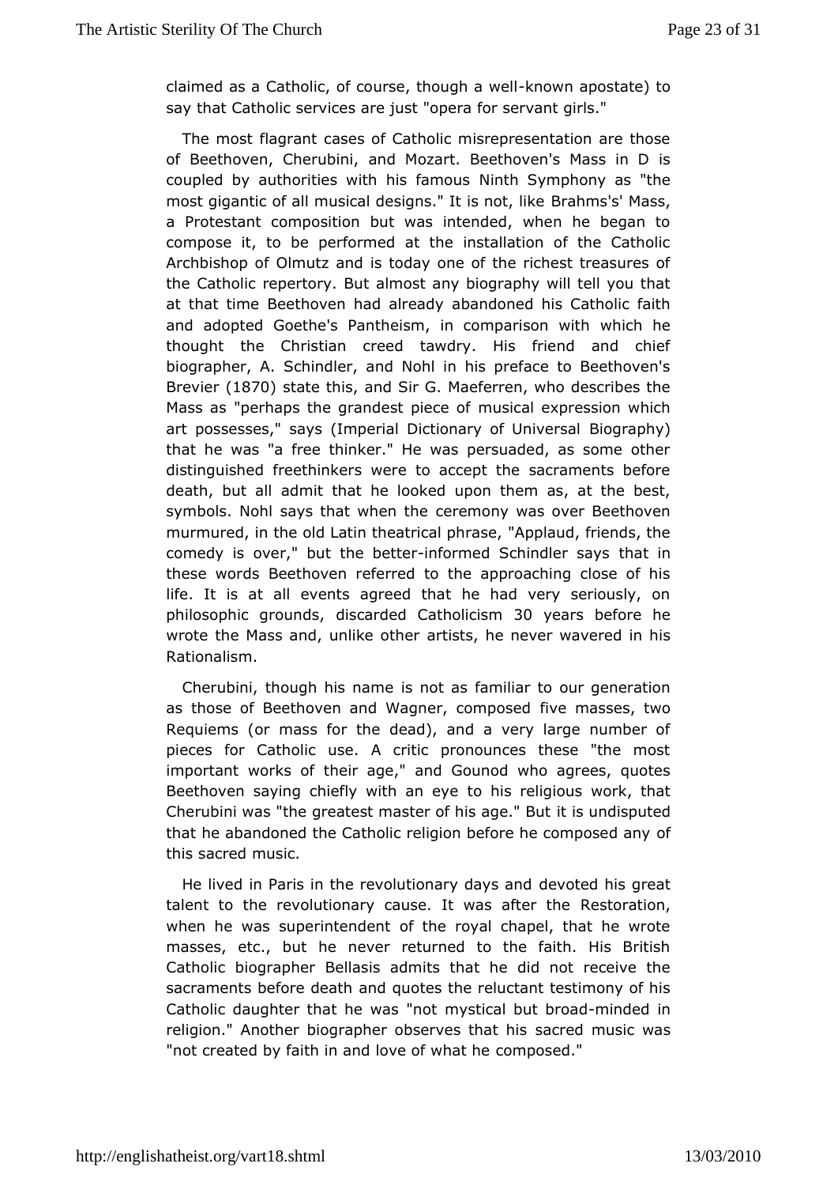claimed as a Catholic, of course, though a well-known apostate) to say that Catholic services are just "opera for servant girls."

The most flagrant cases of Catholic misrepresentation are those of Beethoven, Cherubini, and Mozart. Beethoven's Mass in D is coupled by authorities with his famous Ninth Symphony as "the most gigantic of all musical designs." It is not, like Brahms's' Mass, a Protestant composition but was intended, when he began to compose it, to be performed at the installation of the Catholic Archbishop of Olmutz and is today one of the richest treasures of the Catholic repertory. But almost any biography will tell you that at that time Beethoven had already abandoned his Catholic faith and adopted Goethe's Pantheism, in comparison with which he thought the Christian creed tawdry. His friend and chief biographer, A. Schindler, and Nohl in his preface to Beethoven's Brevier (1870) state this, and Sir G. Maeferren, who describes the Mass as "perhaps the grandest piece of musical expression which art possesses," says (Imperial Dictionary of Universal Biography) that he was "a free thinker." He was persuaded, as some other distinguished freethinkers were to accept the sacraments before death, but all admit that he looked upon them as, at the best, symbols. Nohl says that when the ceremony was over Beethoven murmured, in the old Latin theatrical phrase, "Applaud, friends, the comedy is over," but the better-informed Schindler says that in these words Beethoven referred to the approaching close of his life. It is at all events agreed that he had very seriously, on philosophic grounds, discarded Catholicism 30 years before he wrote the Mass and, unlike other artists, he never wavered in his Rationalism.

Cherubini, though his name is not as familiar to our generation as those of Beethoven and Wagner, composed five masses, two Requiems (or mass for the dead), and a very large number of pieces for Catholic use. A critic pronounces these "the most important works of their age," and Gounod who agrees, quotes Beethoven saying chiefly with an eye to his religious work, that Cherubini was "the greatest master of his age." But it is undisputed that he abandoned the Catholic religion before he composed any of this sacred music.

He lived in Paris in the revolutionary days and devoted his great talent to the revolutionary cause. It was after the Restoration, when he was superintendent of the royal chapel, that he wrote masses, etc., but he never returned to the faith. His British Catholic biographer Bellasis admits that he did not receive the sacraments before death and quotes the reluctant testimony of his Catholic daughter that he was "not mystical but broad-minded in religion." Another biographer observes that his sacred music was "not created by faith in and love of what he composed."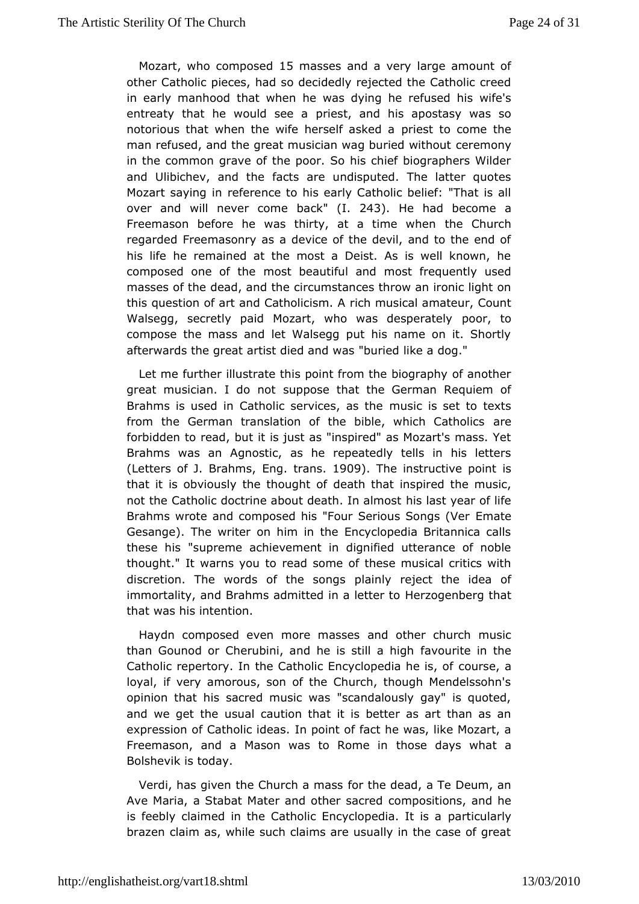Mozart, who composed 15 masses and a very large amount of other Catholic pieces, had so decidedly rejected the Catholic creed in early manhood that when he was dying he refused his wife's entreaty that he would see a priest, and his apostasy was so notorious that when the wife herself asked a priest to come the man refused, and the great musician wag buried without ceremony in the common grave of the poor. So his chief biographers Wilder and Ulibichev, and the facts are undisputed. The latter quotes Mozart saying in reference to his early Catholic belief: "That is all over and will never come back" (I. 243). He had become a Freemason before he was thirty, at a time when the Church regarded Freemasonry as a device of the devil, and to the end of his life he remained at the most a Deist. As is well known, he composed one of the most beautiful and most frequently used masses of the dead, and the circumstances throw an ironic light on this question of art and Catholicism. A rich musical amateur, Count Walsegg, secretly paid Mozart, who was desperately poor, to compose the mass and let Walsegg put his name on it. Shortly afterwards the great artist died and was "buried like a dog."

Let me further illustrate this point from the biography of another great musician. I do not suppose that the German Requiem of Brahms is used in Catholic services, as the music is set to texts from the German translation of the bible, which Catholics are forbidden to read, but it is just as "inspired" as Mozart's mass. Yet Brahms was an Agnostic, as he repeatedly tells in his letters (Letters of J. Brahms, Eng. trans. 1909). The instructive point is that it is obviously the thought of death that inspired the music, not the Catholic doctrine about death. In almost his last year of life Brahms wrote and composed his "Four Serious Songs (Ver Emate Gesange). The writer on him in the Encyclopedia Britannica calls these his "supreme achievement in dignified utterance of noble thought." It warns you to read some of these musical critics with discretion. The words of the songs plainly reject the idea of immortality, and Brahms admitted in a letter to Herzogenberg that that was his intention.

Haydn composed even more masses and other church music than Gounod or Cherubini, and he is still a high favourite in the Catholic repertory. In the Catholic Encyclopedia he is, of course, a loyal, if very amorous, son of the Church, though Mendelssohn's opinion that his sacred music was "scandalously gay" is quoted, and we get the usual caution that it is better as art than as an expression of Catholic ideas. In point of fact he was, like Mozart, a Freemason, and a Mason was to Rome in those days what a Bolshevik is today.

Verdi, has given the Church a mass for the dead, a Te Deum, an Ave Maria, a Stabat Mater and other sacred compositions, and he is feebly claimed in the Catholic Encyclopedia. It is a particularly brazen claim as, while such claims are usually in the case of great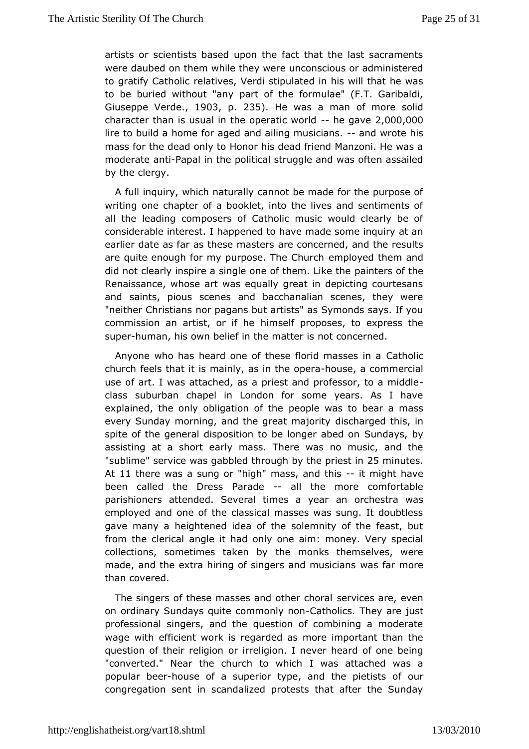artists or scientists based upon the fact that the last sacraments were daubed on them while they were unconscious or administered to gratify Catholic relatives, Verdi stipulated in his will that he was to be buried without "any part of the formulae" (F.T. Garibaldi, Giuseppe Verde., 1903, p. 235). He was a man of more solid character than is usual in the operatic world -- he gave 2,000,000 lire to build a home for aged and ailing musicians. -- and wrote his mass for the dead only to Honor his dead friend Manzoni. He was a moderate anti-Papal in the political struggle and was often assailed by the clergy.

A full inquiry, which naturally cannot be made for the purpose of writing one chapter of a booklet, into the lives and sentiments of all the leading composers of Catholic music would clearly be of considerable interest. I happened to have made some inquiry at an earlier date as far as these masters are concerned, and the results are quite enough for my purpose. The Church employed them and did not clearly inspire a single one of them. Like the painters of the Renaissance, whose art was equally great in depicting courtesans and saints, pious scenes and bacchanalian scenes, they were "neither Christians nor pagans but artists" as Symonds says. If you commission an artist, or if he himself proposes, to express the super-human, his own belief in the matter is not concerned.

Anyone who has heard one of these florid masses in a Catholic church feels that it is mainly, as in the opera-house, a commercial use of art. I was attached, as a priest and professor, to a middle-class suburban chapel in London for some years. As I have explained, the only obligation of the people was to bear a mass every Sunday morning, and the great majority discharged this, in spite of the general disposition to be longer abed on Sundays, by assisting at a short early mass. There was no music, and the "sublime" service was gabbled through by the priest in 25 minutes. At 11 there was a sung or "high" mass, and this -- it might have been called the Dress Parade -- all the more comfortable parishioners attended. Several times a year an orchestra was employed and one of the classical masses was sung. It doubtless gave many a heightened idea of the solemnity of the feast, but from the clerical angle it had only one aim: money. Very special collections, sometimes taken by the monks themselves, were made, and the extra hiring of singers and musicians was far more than covered.

The singers of these masses and other choral services are, even on ordinary Sundays quite commonly non-Catholics. They are just professional singers, and the question of combining a moderate wage with efficient work is regarded as more important than the question of their religion or irreligion. I never heard of one being "converted." Near the church to which I was attached was a popular beer-house of a superior type, and the pietists of our congregation sent in scandalized protests that after the Sunday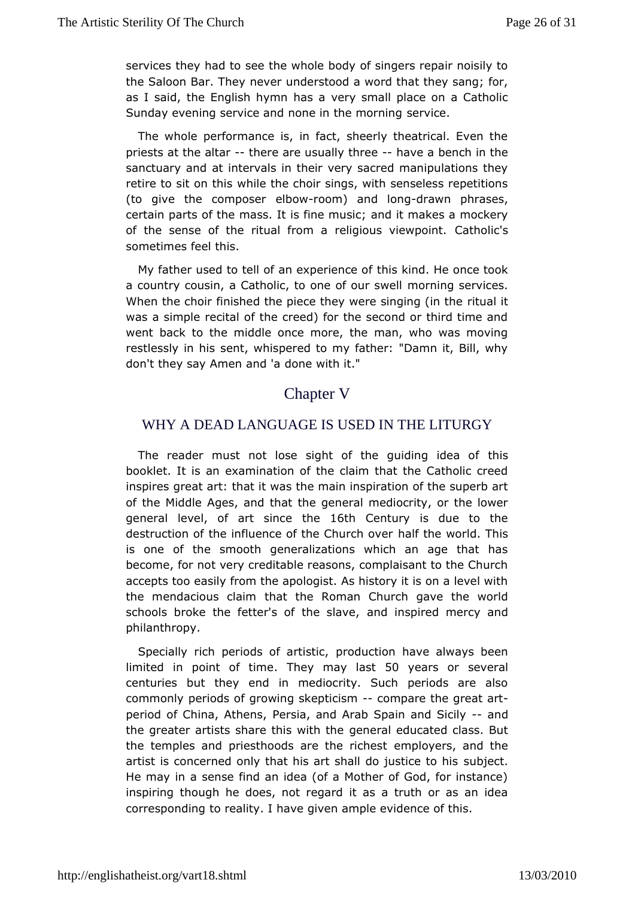services they had to see the whole body of singers repair noisily to the Saloon Bar. They never understood a word that they sang; for, as I said, the English hymn has a very small place on a Catholic Sunday evening service and none in the morning service.

The whole performance is, in fact, sheerly theatrical. Even the priests at the altar -- there are usually three -- have a bench in the sanctuary and at intervals in their very sacred manipulations they retire to sit on this while the choir sings, with senseless repetitions (to give the composer elbow-room) and long-drawn phrases, certain parts of the mass. It is fine music; and it makes a mockery of the sense of the ritual from a religious viewpoint. Catholic's sometimes feel this.

My father used to tell of an experience of this kind. He once took a country cousin, a Catholic, to one of our swell morning services. When the choir finished the piece they were singing (in the ritual it was a simple recital of the creed) for the second or third time and went back to the middle once more, the man, who was moving restlessly in his sent, whispered to my father: "Damn it, Bill, why don't they say Amen and 'a done with it."

# Chapter V

## WHY A DEAD LANGUAGE IS USED IN THE LITURGY

The reader must not lose sight of the guiding idea of this booklet. It is an examination of the claim that the Catholic creed inspires great art: that it was the main inspiration of the superb art of the Middle Ages, and that the general mediocrity, or the lower general level, of art since the 16th Century is due to the destruction of the influence of the Church over half the world. This is one of the smooth generalizations which an age that has become, for not very creditable reasons, complaisant to the Church accepts too easily from the apologist. As history it is on a level with the mendacious claim that the Roman Church gave the world schools broke the fetter's of the slave, and inspired mercy and philanthropy.

Specially rich periods of artistic, production have always been limited in point of time. They may last 50 years or several centuries but they end in mediocrity. Such periods are also commonly periods of growing skepticism -- compare the great art-period of China, Athens, Persia, and Arab Spain and Sicily -- and the greater artists share this with the general educated class. But the temples and priesthoods are the richest employers, and the artist is concerned only that his art shall do justice to his subject. He may in a sense find an idea (of a Mother of God, for instance) inspiring though he does, not regard it as a truth or as an idea corresponding to reality. I have given ample evidence of this.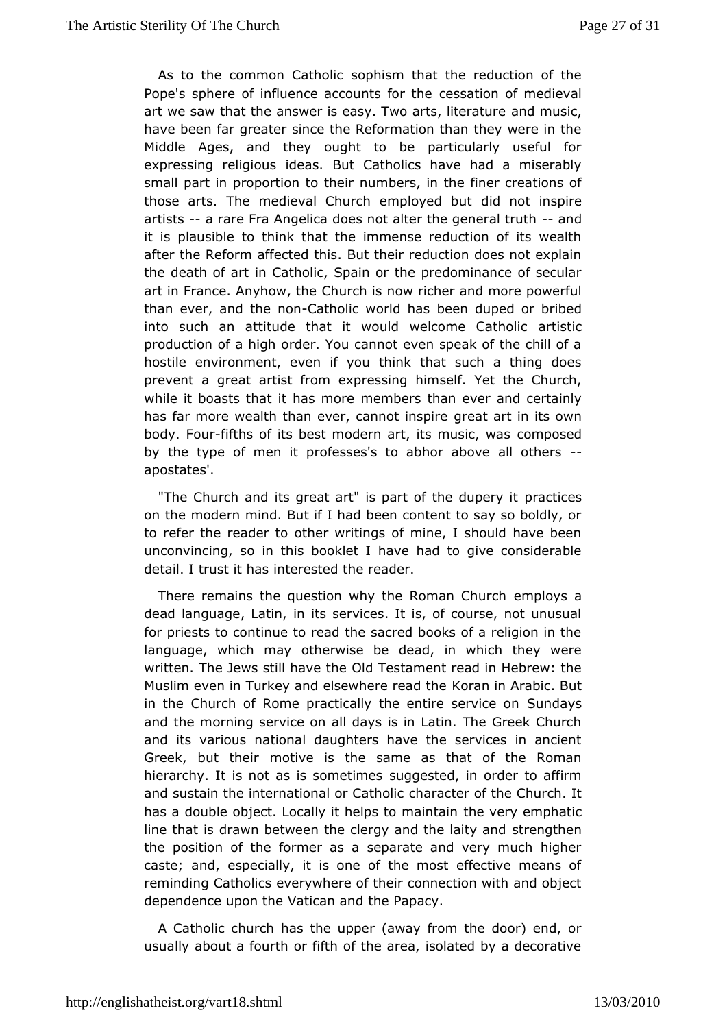As to the common Catholic sophism that the reduction of the Pope's sphere of influence accounts for the cessation of medieval art we saw that the answer is easy. Two arts, literature and music, have been far greater since the Reformation than they were in the Middle Ages, and they ought to be particularly useful for expressing religious ideas. But Catholics have had a miserably small part in proportion to their numbers, in the finer creations of those arts. The medieval Church employed but did not inspire artists -- a rare Fra Angelica does not alter the general truth -- and it is plausible to think that the immense reduction of its wealth after the Reform affected this. But their reduction does not explain the death of art in Catholic, Spain or the predominance of secular art in France. Anyhow, the Church is now richer and more powerful than ever, and the non-Catholic world has been duped or bribed into such an attitude that it would welcome Catholic artistic production of a high order. You cannot even speak of the chill of a hostile environment, even if you think that such a thing does prevent a great artist from expressing himself. Yet the Church, while it boasts that it has more members than ever and certainly has far more wealth than ever, cannot inspire great art in its own body. Four-fifths of its best modern art, its music, was composed by the type of men it professes's to abhor above all others -- apostates'.

"The Church and its great art" is part of the dupery it practices on the modern mind. But if I had been content to say so boldly, or to refer the reader to other writings of mine, I should have been unconvincing, so in this booklet I have had to give considerable detail. I trust it has interested the reader.

There remains the question why the Roman Church employs a dead language, Latin, in its services. It is, of course, not unusual for priests to continue to read the sacred books of a religion in the language, which may otherwise be dead, in which they were written. The Jews still have the Old Testament read in Hebrew: the Muslim even in Turkey and elsewhere read the Koran in Arabic. But in the Church of Rome practically the entire service on Sundays and the morning service on all days is in Latin. The Greek Church and its various national daughters have the services in ancient Greek, but their motive is the same as that of the Roman hierarchy. It is not as is sometimes suggested, in order to affirm and sustain the international or Catholic character of the Church. It has a double object. Locally it helps to maintain the very emphatic line that is drawn between the clergy and the laity and strengthen the position of the former as a separate and very much higher caste; and, especially, it is one of the most effective means of reminding Catholics everywhere of their connection with and object dependence upon the Vatican and the Papacy.

A Catholic church has the upper (away from the door) end, or usually about a fourth or fifth of the area, isolated by a decorative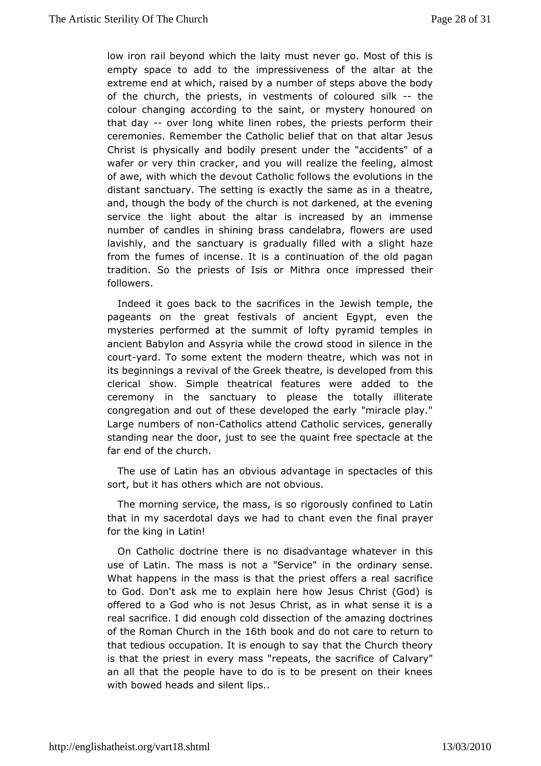low iron rail beyond which the laity must never go. Most of this is empty space to add to the impressiveness of the altar at the extreme end at which, raised by a number of steps above the body of the church, the priests, in vestments of coloured silk -- the colour changing according to the saint, or mystery honoured on that day -- over long white linen robes, the priests perform their ceremonies. Remember the Catholic belief that on that altar Jesus Christ is physically and bodily present under the "accidents" of a wafer or very thin cracker, and you will realize the feeling, almost of awe, with which the devout Catholic follows the evolutions in the distant sanctuary. The setting is exactly the same as in a theatre, and, though the body of the church is not darkened, at the evening service the light about the altar is increased by an immense number of candles in shining brass candelabra, flowers are used lavishly, and the sanctuary is gradually filled with a slight haze from the fumes of incense. It is a continuation of the old pagan tradition. So the priests of Isis or Mithra once impressed their followers.

Indeed it goes back to the sacrifices in the Jewish temple, the pageants on the great festivals of ancient Egypt, even the mysteries performed at the summit of lofty pyramid temples in ancient Babylon and Assyria while the crowd stood in silence in the court-yard. To some extent the modern theatre, which was not in its beginnings a revival of the Greek theatre, is developed from this clerical show. Simple theatrical features were added to the ceremony in the sanctuary to please the totally illiterate congregation and out of these developed the early "miracle play." Large numbers of non-Catholics attend Catholic services, generally standing near the door, just to see the quaint free spectacle at the far end of the church.

The use of Latin has an obvious advantage in spectacles of this sort, but it has others which are not obvious.

The morning service, the mass, is so rigorously confined to Latin that in my sacerdotal days we had to chant even the final prayer for the king in Latin!

On Catholic doctrine there is no disadvantage whatever in this use of Latin. The mass is not a "Service" in the ordinary sense. What happens in the mass is that the priest offers a real sacrifice to God. Don't ask me to explain here how Jesus Christ (God) is offered to a God who is not Jesus Christ, as in what sense it is a real sacrifice. I did enough cold dissection of the amazing doctrines of the Roman Church in the 16th book and do not care to return to that tedious occupation. It is enough to say that the Church theory is that the priest in every mass "repeats, the sacrifice of Calvary" an all that the people have to do is to be present on their knees with bowed heads and silent lips..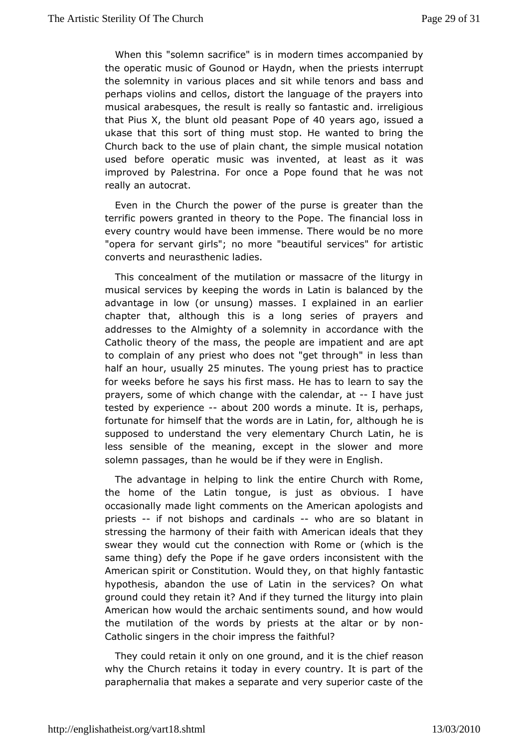When this "solemn sacrifice" is in modern times accompanied by the operatic music of Gounod or Haydn, when the priests interrupt the solemnity in various places and sit while tenors and bass and perhaps violins and cellos, distort the language of the prayers into musical arabesques, the result is really so fantastic and. irreligious that Pius X, the blunt old peasant Pope of 40 years ago, issued a ukase that this sort of thing must stop. He wanted to bring the Church back to the use of plain chant, the simple musical notation used before operatic music was invented, at least as it was improved by Palestrina. For once a Pope found that he was not really an autocrat.

Even in the Church the power of the purse is greater than the terrific powers granted in theory to the Pope. The financial loss in every country would have been immense. There would be no more "opera for servant girls"; no more "beautiful services" for artistic converts and neurasthenic ladies.

This concealment of the mutilation or massacre of the liturgy in musical services by keeping the words in Latin is balanced by the advantage in low (or unsung) masses. I explained in an earlier chapter that, although this is a long series of prayers and addresses to the Almighty of a solemnity in accordance with the Catholic theory of the mass, the people are impatient and are apt to complain of any priest who does not "get through" in less than half an hour, usually 25 minutes. The young priest has to practice for weeks before he says his first mass. He has to learn to say the prayers, some of which change with the calendar, at -- I have just tested by experience -- about 200 words a minute. It is, perhaps, fortunate for himself that the words are in Latin, for, although he is supposed to understand the very elementary Church Latin, he is less sensible of the meaning, except in the slower and more solemn passages, than he would be if they were in English.

The advantage in helping to link the entire Church with Rome, the home of the Latin tongue, is just as obvious. I have occasionally made light comments on the American apologists and priests -- if not bishops and cardinals -- who are so blatant in stressing the harmony of their faith with American ideals that they swear they would cut the connection with Rome or (which is the same thing) defy the Pope if he gave orders inconsistent with the American spirit or Constitution. Would they, on that highly fantastic hypothesis, abandon the use of Latin in the services? On what ground could they retain it? And if they turned the liturgy into plain American how would the archaic sentiments sound, and how would the mutilation of the words by priests at the altar or by non-Catholic singers in the choir impress the faithful?

They could retain it only on one ground, and it is the chief reason why the Church retains it today in every country. It is part of the paraphernalia that makes a separate and very superior caste of the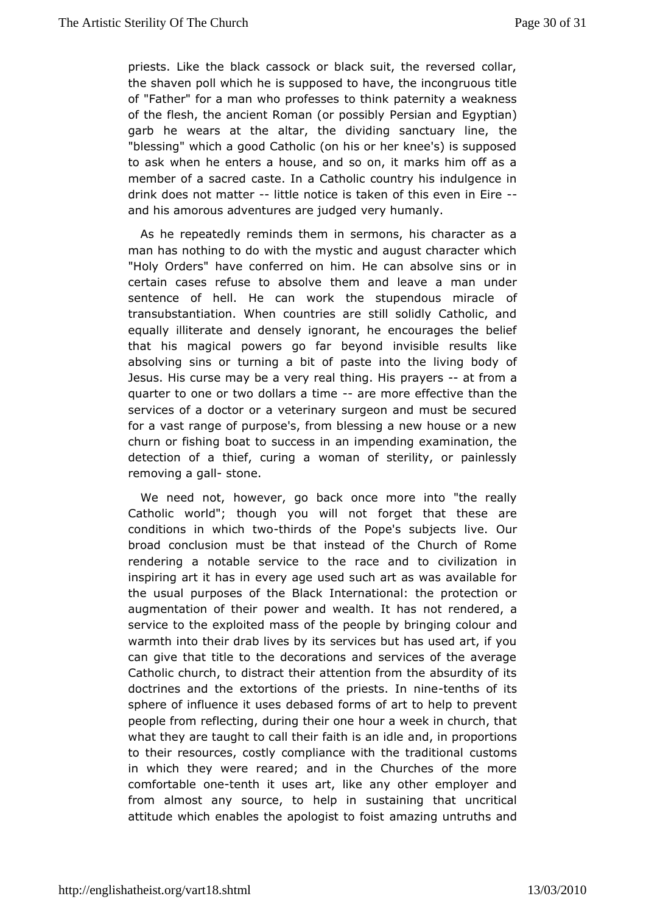priests. Like the black cassock or black suit, the reversed collar, the shaven poll which he is supposed to have, the incongruous title of "Father" for a man who professes to think paternity a weakness of the flesh, the ancient Roman (or possibly Persian and Egyptian) garb he wears at the altar, the dividing sanctuary line, the "blessing" which a good Catholic (on his or her knee's) is supposed to ask when he enters a house, and so on, it marks him off as a member of a sacred caste. In a Catholic country his indulgence in drink does not matter -- little notice is taken of this even in Eire -- and his amorous adventures are judged very humanly.

As he repeatedly reminds them in sermons, his character as a man has nothing to do with the mystic and august character which "Holy Orders" have conferred on him. He can absolve sins or in certain cases refuse to absolve them and leave a man under sentence of hell. He can work the stupendous miracle of transubstantiation. When countries are still solidly Catholic, and equally illiterate and densely ignorant, he encourages the belief that his magical powers go far beyond invisible results like absolving sins or turning a bit of paste into the living body of Jesus. His curse may be a very real thing. His prayers -- at from a quarter to one or two dollars a time -- are more effective than the services of a doctor or a veterinary surgeon and must be secured for a vast range of purpose's, from blessing a new house or a new churn or fishing boat to success in an impending examination, the detection of a thief, curing a woman of sterility, or painlessly removing a gall- stone.

We need not, however, go back once more into "the really Catholic world"; though you will not forget that these are conditions in which two-thirds of the Pope's subjects live. Our broad conclusion must be that instead of the Church of Rome rendering a notable service to the race and to civilization in inspiring art it has in every age used such art as was available for the usual purposes of the Black International: the protection or augmentation of their power and wealth. It has not rendered, a service to the exploited mass of the people by bringing colour and warmth into their drab lives by its services but has used art, if you can give that title to the decorations and services of the average Catholic church, to distract their attention from the absurdity of its doctrines and the extortions of the priests. In nine-tenths of its sphere of influence it uses debased forms of art to help to prevent people from reflecting, during their one hour a week in church, that what they are taught to call their faith is an idle and, in proportions to their resources, costly compliance with the traditional customs in which they were reared; and in the Churches of the more comfortable one-tenth it uses art, like any other employer and from almost any source, to help in sustaining that uncritical attitude which enables the apologist to foist amazing untruths and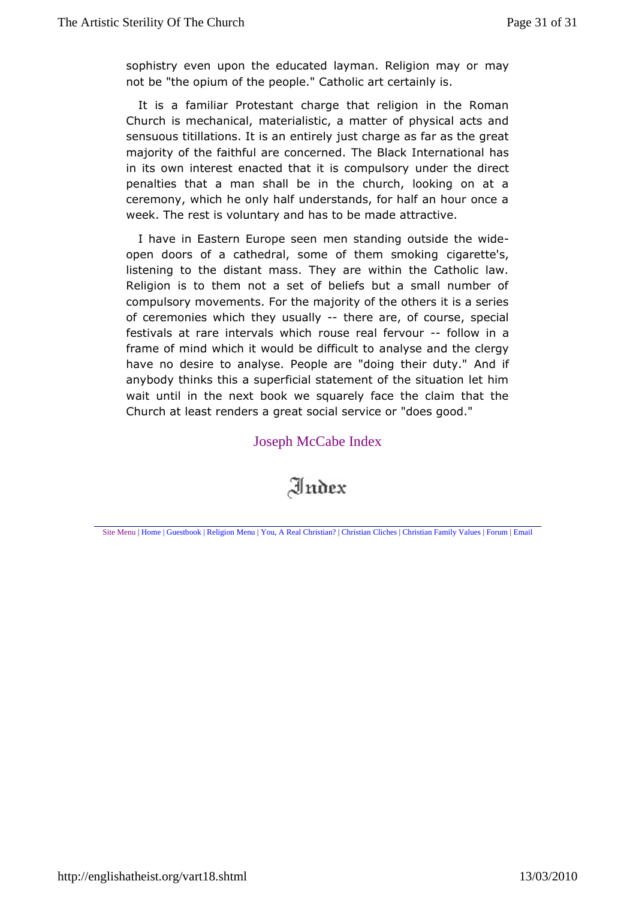sophistry even upon the educated layman. Religion may or may not be "the opium of the people." Catholic art certainly is.

It is a familiar Protestant charge that religion in the Roman Church is mechanical, materialistic, a matter of physical acts and sensuous titillations. It is an entirely just charge as far as the great majority of the faithful are concerned. The Black International has in its own interest enacted that it is compulsory under the direct penalties that a man shall be in the church, looking on at a ceremony, which he only half understands, for half an hour once a week. The rest is voluntary and has to be made attractive.

I have in Eastern Europe seen men standing outside the wide-open doors of a cathedral, some of them smoking cigarette's, listening to the distant mass. They are within the Catholic law. Religion is to them not a set of beliefs but a small number of compulsory movements. For the majority of the others it is a series of ceremonies which they usually -- there are, of course, special festivals at rare intervals which rouse real fervour -- follow in a frame of mind which it would be difficult to analyse and the clergy have no desire to analyse. People are "doing their duty." And if anybody thinks this a superficial statement of the situation let him wait until in the next book we squarely face the claim that the Church at least renders a great social service or "does good."

Joseph McCabe Index

Index

Site Menu | Home | Guestbook | Religion Menu | You, A Real Christian? | Christian Cliches | Christian Family Values | Forum | Email